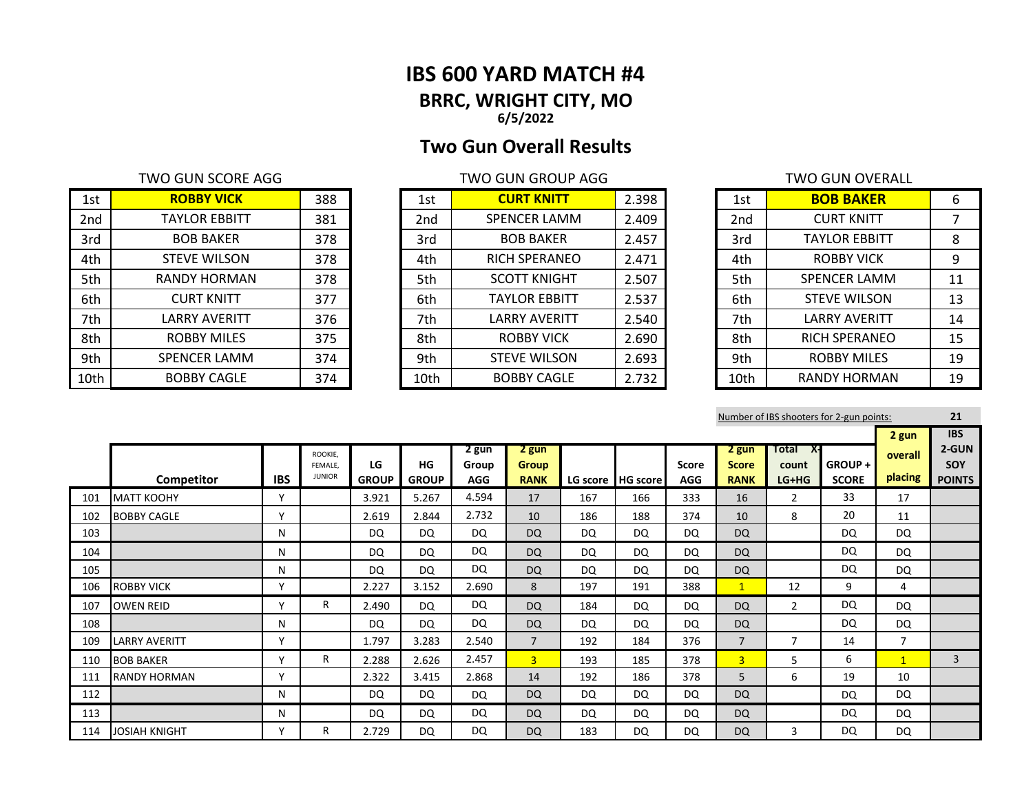# IBS 600 YARD MATCH #4

## BRRC, WRIGHT CITY, MO

**6/5/2022**

## Two Gun Overall Results

TWO GUN SCORE AGG

| | | |
|---|---|---|
| 1st | **ROBBY VICK** | 388 |
| 2nd | TAYLOR EBBITT | 381 |
| 3rd | BOB BAKER | 378 |
| 4th | STEVE WILSON | 378 |
| 5th | RANDY HORMAN | 378 |
| 6th | CURT KNITT | 377 |
| 7th | LARRY AVERITT | 376 |
| 8th | ROBBY MILES | 375 |
| 9th | SPENCER LAMM | 374 |
| 10th | BOBBY CAGLE | 374 |

TWO GUN GROUP AGG

| | | |
|---|---|---|
| 1st | **CURT KNITT** | 2.398 |
| 2nd | SPENCER LAMM | 2.409 |
| 3rd | BOB BAKER | 2.457 |
| 4th | RICH SPERANEO | 2.471 |
| 5th | SCOTT KNIGHT | 2.507 |
| 6th | TAYLOR EBBITT | 2.537 |
| 7th | LARRY AVERITT | 2.540 |
| 8th | ROBBY VICK | 2.690 |
| 9th | STEVE WILSON | 2.693 |
| 10th | BOBBY CAGLE | 2.732 |

TWO GUN OVERALL

| | | |
|---|---|---|
| 1st | **BOB BAKER** | 6 |
| 2nd | CURT KNITT | 7 |
| 3rd | TAYLOR EBBITT | 8 |
| 4th | ROBBY VICK | 9 |
| 5th | SPENCER LAMM | 11 |
| 6th | STEVE WILSON | 13 |
| 7th | LARRY AVERITT | 14 |
| 8th | RICH SPERANEO | 15 |
| 9th | ROBBY MILES | 19 |
| 10th | RANDY HORMAN | 19 |

Number of IBS shooters for 2-gun points: 21

| | Competitor | IBS | ROOKIE, FEMALE, JUNIOR | LG GROUP | HG GROUP | 2 gun Group AGG | 2 gun Group RANK | LG score | HG score | Score AGG | 2 gun Score RANK | Total X-count LG+HG | GROUP + SCORE | 2 gun overall placing | IBS 2-GUN SOY POINTS |
|---|---|---|---|---|---|---|---|---|---|---|---|---|---|---|---|
| 101 | MATT KOOHY | Y | | 3.921 | 5.267 | 4.594 | 17 | 167 | 166 | 333 | 16 | 2 | 33 | 17 | |
| 102 | BOBBY CAGLE | Y | | 2.619 | 2.844 | 2.732 | 10 | 186 | 188 | 374 | 10 | 8 | 20 | 11 | |
| 103 | | N | | DQ | DQ | DQ | DQ | DQ | DQ | DQ | DQ | | DQ | DQ | |
| 104 | | N | | DQ | DQ | DQ | DQ | DQ | DQ | DQ | DQ | | DQ | DQ | |
| 105 | | N | | DQ | DQ | DQ | DQ | DQ | DQ | DQ | DQ | | DQ | DQ | |
| 106 | ROBBY VICK | Y | | 2.227 | 3.152 | 2.690 | 8 | 197 | 191 | 388 | 1 | 12 | 9 | 4 | |
| 107 | OWEN REID | Y | R | 2.490 | DQ | DQ | DQ | 184 | DQ | DQ | DQ | 2 | DQ | DQ | |
| 108 | | N | | DQ | DQ | DQ | DQ | DQ | DQ | DQ | DQ | | DQ | DQ | |
| 109 | LARRY AVERITT | Y | | 1.797 | 3.283 | 2.540 | 7 | 192 | 184 | 376 | 7 | 7 | 14 | 7 | |
| 110 | BOB BAKER | Y | R | 2.288 | 2.626 | 2.457 | 3 | 193 | 185 | 378 | 3 | 5 | 6 | 1 | 3 |
| 111 | RANDY HORMAN | Y | | 2.322 | 3.415 | 2.868 | 14 | 192 | 186 | 378 | 5 | 6 | 19 | 10 | |
| 112 | | N | | DQ | DQ | DQ | DQ | DQ | DQ | DQ | DQ | | DQ | DQ | |
| 113 | | N | | DQ | DQ | DQ | DQ | DQ | DQ | DQ | DQ | | DQ | DQ | |
| 114 | JOSIAH KNIGHT | Y | R | 2.729 | DQ | DQ | DQ | 183 | DQ | DQ | DQ | 3 | DQ | DQ | |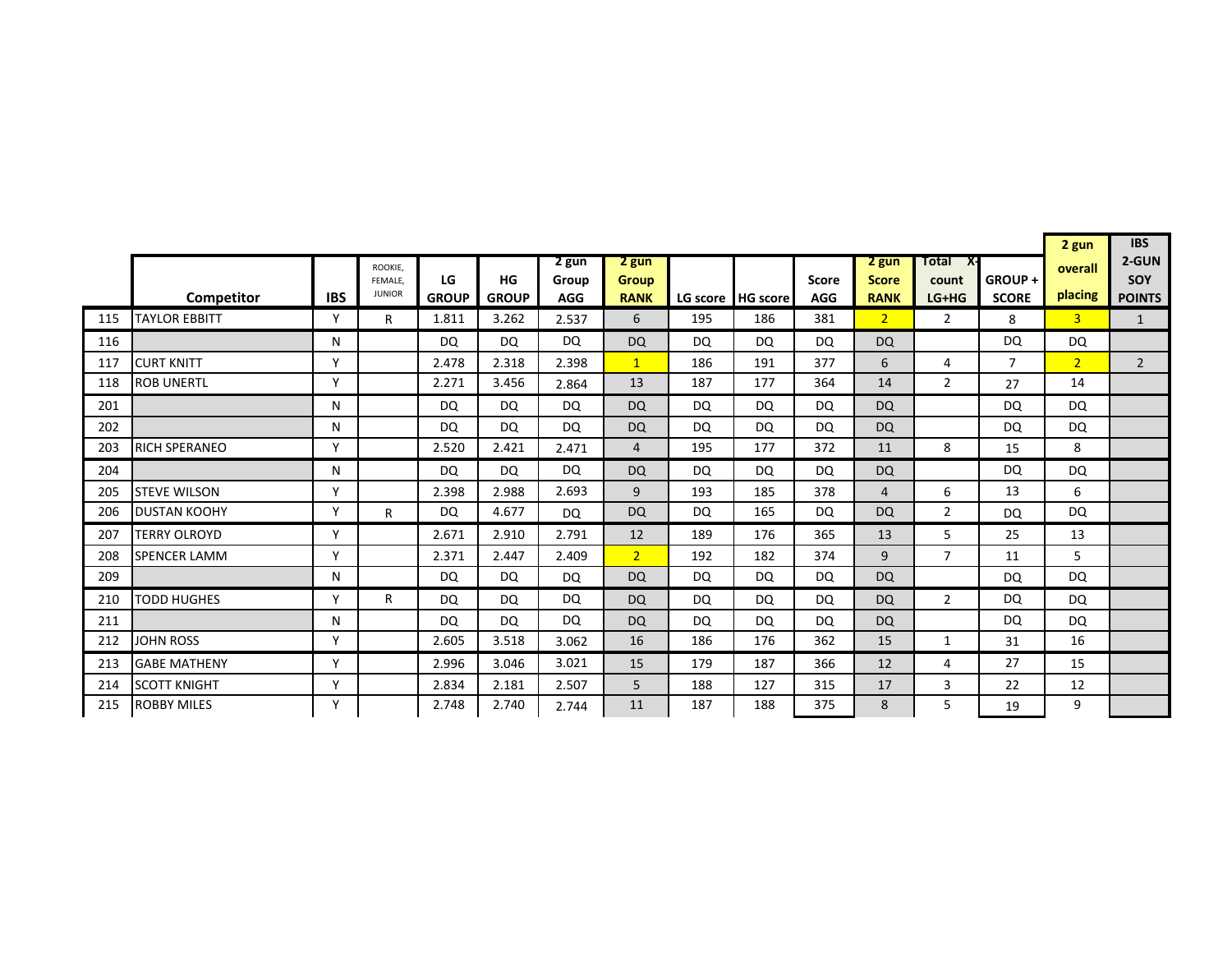| | Competitor | IBS | ROOKIE, FEMALE, JUNIOR | LG GROUP | HG GROUP | 2 gun Group AGG | 2 gun Group RANK | LG score | HG score | Score AGG | 2 gun Score RANK | Total X-count LG+HG | GROUP + SCORE | 2 gun overall placing | IBS 2-GUN SOY POINTS |
|---|---|---|---|---|---|---|---|---|---|---|---|---|---|---|---|
| 115 | TAYLOR EBBITT | Y | R | 1.811 | 3.262 | 2.537 | 6 | 195 | 186 | 381 | 2 | 2 | 8 | 3 | 1 |
| 116 | | N | | DQ | DQ | DQ | DQ | DQ | DQ | DQ | DQ | | DQ | DQ | |
| 117 | CURT KNITT | Y | | 2.478 | 2.318 | 2.398 | 1 | 186 | 191 | 377 | 6 | 4 | 7 | 2 | 2 |
| 118 | ROB UNERTL | Y | | 2.271 | 3.456 | 2.864 | 13 | 187 | 177 | 364 | 14 | 2 | 27 | 14 | |
| 201 | | N | | DQ | DQ | DQ | DQ | DQ | DQ | DQ | DQ | | DQ | DQ | |
| 202 | | N | | DQ | DQ | DQ | DQ | DQ | DQ | DQ | DQ | | DQ | DQ | |
| 203 | RICH SPERANEO | Y | | 2.520 | 2.421 | 2.471 | 4 | 195 | 177 | 372 | 11 | 8 | 15 | 8 | |
| 204 | | N | | DQ | DQ | DQ | DQ | DQ | DQ | DQ | DQ | | DQ | DQ | |
| 205 | STEVE WILSON | Y | | 2.398 | 2.988 | 2.693 | 9 | 193 | 185 | 378 | 4 | 6 | 13 | 6 | |
| 206 | DUSTAN KOOHY | Y | R | DQ | 4.677 | DQ | DQ | DQ | 165 | DQ | DQ | 2 | DQ | DQ | |
| 207 | TERRY OLROYD | Y | | 2.671 | 2.910 | 2.791 | 12 | 189 | 176 | 365 | 13 | 5 | 25 | 13 | |
| 208 | SPENCER LAMM | Y | | 2.371 | 2.447 | 2.409 | 2 | 192 | 182 | 374 | 9 | 7 | 11 | 5 | |
| 209 | | N | | DQ | DQ | DQ | DQ | DQ | DQ | DQ | DQ | | DQ | DQ | |
| 210 | TODD HUGHES | Y | R | DQ | DQ | DQ | DQ | DQ | DQ | DQ | DQ | 2 | DQ | DQ | |
| 211 | | N | | DQ | DQ | DQ | DQ | DQ | DQ | DQ | DQ | | DQ | DQ | |
| 212 | JOHN ROSS | Y | | 2.605 | 3.518 | 3.062 | 16 | 186 | 176 | 362 | 15 | 1 | 31 | 16 | |
| 213 | GABE MATHENY | Y | | 2.996 | 3.046 | 3.021 | 15 | 179 | 187 | 366 | 12 | 4 | 27 | 15 | |
| 214 | SCOTT KNIGHT | Y | | 2.834 | 2.181 | 2.507 | 5 | 188 | 127 | 315 | 17 | 3 | 22 | 12 | |
| 215 | ROBBY MILES | Y | | 2.748 | 2.740 | 2.744 | 11 | 187 | 188 | 375 | 8 | 5 | 19 | 9 | |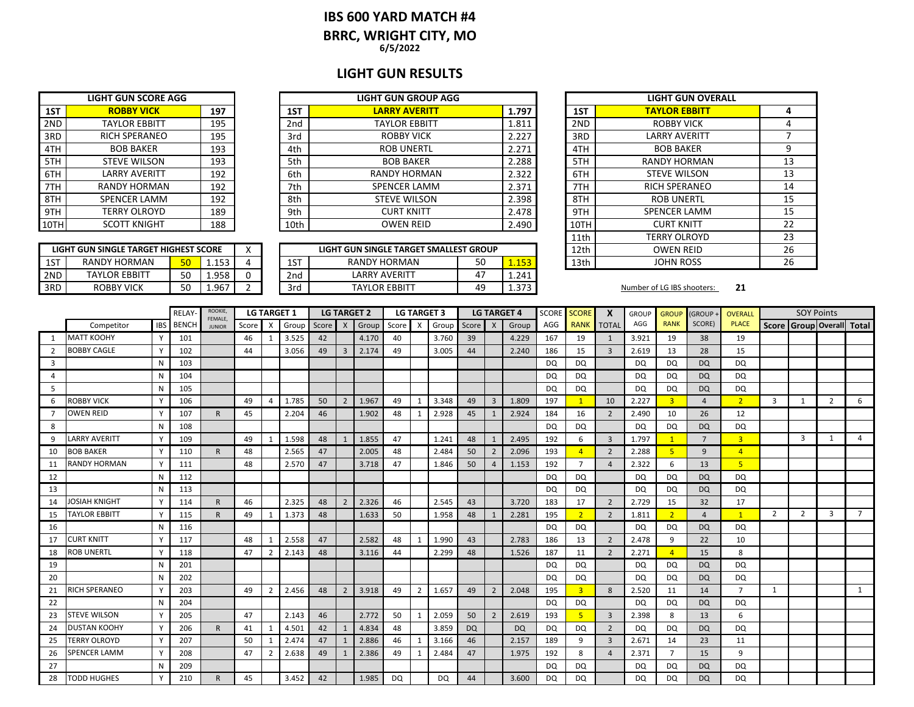# IBS 600 YARD MATCH #4

## BRRC, WRIGHT CITY, MO

6/5/2022

## LIGHT GUN RESULTS

| LIGHT GUN SCORE AGG | | |
|---|---|---|
| 1ST | **ROBBY VICK** | **197** |
| 2ND | TAYLOR EBBITT | 195 |
| 3RD | RICH SPERANEO | 195 |
| 4TH | BOB BAKER | 193 |
| 5TH | STEVE WILSON | 193 |
| 6TH | LARRY AVERITT | 192 |
| 7TH | RANDY HORMAN | 192 |
| 8TH | SPENCER LAMM | 192 |
| 9TH | TERRY OLROYD | 189 |
| 10TH | SCOTT KNIGHT | 188 |

| LIGHT GUN GROUP AGG | | |
|---|---|---|
| 1ST | **LARRY AVERITT** | **1.797** |
| 2nd | TAYLOR EBBITT | 1.811 |
| 3rd | ROBBY VICK | 2.227 |
| 4th | ROB UNERTL | 2.271 |
| 5th | BOB BAKER | 2.288 |
| 6th | RANDY HORMAN | 2.322 |
| 7th | SPENCER LAMM | 2.371 |
| 8th | STEVE WILSON | 2.398 |
| 9th | CURT KNITT | 2.478 |
| 10th | OWEN REID | 2.490 |

| LIGHT GUN OVERALL | | |
|---|---|---|
| 1ST | **TAYLOR EBBITT** | 4 |
| 2ND | ROBBY VICK | 4 |
| 3RD | LARRY AVERITT | 7 |
| 4TH | BOB BAKER | 9 |
| 5TH | RANDY HORMAN | 13 |
| 6TH | STEVE WILSON | 13 |
| 7TH | RICH SPERANEO | 14 |
| 8TH | ROB UNERTL | 15 |
| 9TH | SPENCER LAMM | 15 |
| 10TH | CURT KNITT | 22 |
| 11th | TERRY OLROYD | 23 |
| 12th | OWEN REID | 26 |
| 13th | JOHN ROSS | 26 |

| LIGHT GUN SINGLE TARGET HIGHEST SCORE | | | | X |
|---|---|---|---|---|
| 1ST | RANDY HORMAN | 50 | 1.153 | 4 |
| 2ND | TAYLOR EBBITT | 50 | 1.958 | 0 |
| 3RD | ROBBY VICK | 50 | 1.967 | 2 |

| LIGHT GUN SINGLE TARGET SMALLEST GROUP | | | |
|---|---|---|---|
| 1ST | RANDY HORMAN | 50 | 1.153 |
| 2nd | LARRY AVERITT | 47 | 1.241 |
| 3rd | TAYLOR EBBITT | 49 | 1.373 |

Number of LG IBS shooters: **21**

| | | | RELAY-BENCH | ROOKIE, FEMALE, JUNIOR | LG TARGET 1 | | | LG TARGET 2 | | | LG TARGET 3 | | | LG TARGET 4 | | | SCORE | SCORE | X | GROUP | GROUP | (GROUP + | OVERALL | SOY Points | | | |
|---|---|---|---|---|---|---|---|---|---|---|---|---|---|---|---|---|---|---|---|---|---|---|---|---|---|---|---|
| | Competitor | IBS | | | Score | X | Group | Score | X | Group | Score | X | Group | Score | X | Group | AGG | RANK | TOTAL | AGG | RANK | SCORE) | PLACE | Score | Group | Overall | Total |
| 1 | MATT KOOHY | Y | 101 | | 46 | 1 | 3.525 | 42 | | 4.170 | 40 | | 3.760 | 39 | | 4.229 | 167 | 19 | 1 | 3.921 | 19 | 38 | 19 | | | | |
| 2 | BOBBY CAGLE | Y | 102 | | 44 | | 3.056 | 49 | 3 | 2.174 | 49 | | 3.005 | 44 | | 2.240 | 186 | 15 | 3 | 2.619 | 13 | 28 | 15 | | | | |
| 3 | | N | 103 | | | | | | | | | | | | | | DQ | DQ | | DQ | DQ | DQ | DQ | | | | |
| 4 | | N | 104 | | | | | | | | | | | | | | DQ | DQ | | DQ | DQ | DQ | DQ | | | | |
| 5 | | N | 105 | | | | | | | | | | | | | | DQ | DQ | | DQ | DQ | DQ | DQ | | | | |
| 6 | ROBBY VICK | Y | 106 | | 49 | 4 | 1.785 | 50 | 2 | 1.967 | 49 | 1 | 3.348 | 49 | 3 | 1.809 | 197 | 1 | 10 | 2.227 | 3 | 4 | 2 | 3 | 1 | 2 | 6 |
| 7 | OWEN REID | Y | 107 | R | 45 | | 2.204 | 46 | | 1.902 | 48 | 1 | 2.928 | 45 | 1 | 2.924 | 184 | 16 | 2 | 2.490 | 10 | 26 | 12 | | | | |
| 8 | | N | 108 | | | | | | | | | | | | | | DQ | DQ | | DQ | DQ | DQ | DQ | | | | |
| 9 | LARRY AVERITT | Y | 109 | | 49 | 1 | 1.598 | 48 | 1 | 1.855 | 47 | | 1.241 | 48 | 1 | 2.495 | 192 | 6 | 3 | 1.797 | 1 | 7 | 3 | | 3 | 1 | 4 |
| 10 | BOB BAKER | Y | 110 | R | 48 | | 2.565 | 47 | | 2.005 | 48 | | 2.484 | 50 | 2 | 2.096 | 193 | 4 | 2 | 2.288 | 5 | 9 | 4 | | | | |
| 11 | RANDY HORMAN | Y | 111 | | 48 | | 2.570 | 47 | | 3.718 | 47 | | 1.846 | 50 | 4 | 1.153 | 192 | 7 | 4 | 2.322 | 6 | 13 | 5 | | | | |
| 12 | | N | 112 | | | | | | | | | | | | | | DQ | DQ | | DQ | DQ | DQ | DQ | | | | |
| 13 | | N | 113 | | | | | | | | | | | | | | DQ | DQ | | DQ | DQ | DQ | DQ | | | | |
| 14 | JOSIAH KNIGHT | Y | 114 | R | 46 | | 2.325 | 48 | 2 | 2.326 | 46 | | 2.545 | 43 | | 3.720 | 183 | 17 | 2 | 2.729 | 15 | 32 | 17 | | | | |
| 15 | TAYLOR EBBITT | Y | 115 | R | 49 | 1 | 1.373 | 48 | | 1.633 | 50 | | 1.958 | 48 | 1 | 2.281 | 195 | 2 | 2 | 1.811 | 2 | 4 | 1 | 2 | 2 | 3 | 7 |
| 16 | | N | 116 | | | | | | | | | | | | | | DQ | DQ | | DQ | DQ | DQ | DQ | | | | |
| 17 | CURT KNITT | Y | 117 | | 48 | 1 | 2.558 | 47 | | 2.582 | 48 | 1 | 1.990 | 43 | | 2.783 | 186 | 13 | 2 | 2.478 | 9 | 22 | 10 | | | | |
| 18 | ROB UNERTL | Y | 118 | | 47 | 2 | 2.143 | 48 | | 3.116 | 44 | | 2.299 | 48 | | 1.526 | 187 | 11 | 2 | 2.271 | 4 | 15 | 8 | | | | |
| 19 | | N | 201 | | | | | | | | | | | | | | DQ | DQ | | DQ | DQ | DQ | DQ | | | | |
| 20 | | N | 202 | | | | | | | | | | | | | | DQ | DQ | | DQ | DQ | DQ | DQ | | | | |
| 21 | RICH SPERANEO | Y | 203 | | 49 | 2 | 2.456 | 48 | 2 | 3.918 | 49 | 2 | 1.657 | 49 | 2 | 2.048 | 195 | 3 | 8 | 2.520 | 11 | 14 | 7 | 1 | | | 1 |
| 22 | | N | 204 | | | | | | | | | | | | | | DQ | DQ | | DQ | DQ | DQ | DQ | | | | |
| 23 | STEVE WILSON | Y | 205 | | 47 | | 2.143 | 46 | | 2.772 | 50 | 1 | 2.059 | 50 | 2 | 2.619 | 193 | 5 | 3 | 2.398 | 8 | 13 | 6 | | | | |
| 24 | DUSTAN KOOHY | Y | 206 | R | 41 | 1 | 4.501 | 42 | 1 | 4.834 | 48 | | 3.859 | DQ | | DQ | DQ | DQ | 2 | DQ | DQ | DQ | DQ | | | | |
| 25 | TERRY OLROYD | Y | 207 | | 50 | 1 | 2.474 | 47 | 1 | 2.886 | 46 | 1 | 3.166 | 46 | | 2.157 | 189 | 9 | 3 | 2.671 | 14 | 23 | 11 | | | | |
| 26 | SPENCER LAMM | Y | 208 | | 47 | 2 | 2.638 | 49 | 1 | 2.386 | 49 | 1 | 2.484 | 47 | | 1.975 | 192 | 8 | 4 | 2.371 | 7 | 15 | 9 | | | | |
| 27 | | N | 209 | | | | | | | | | | | | | | DQ | DQ | | DQ | DQ | DQ | DQ | | | | |
| 28 | TODD HUGHES | Y | 210 | R | 45 | | 3.452 | 42 | | 1.985 | DQ | | DQ | 44 | | 3.600 | DQ | DQ | | DQ | DQ | DQ | DQ | | | | |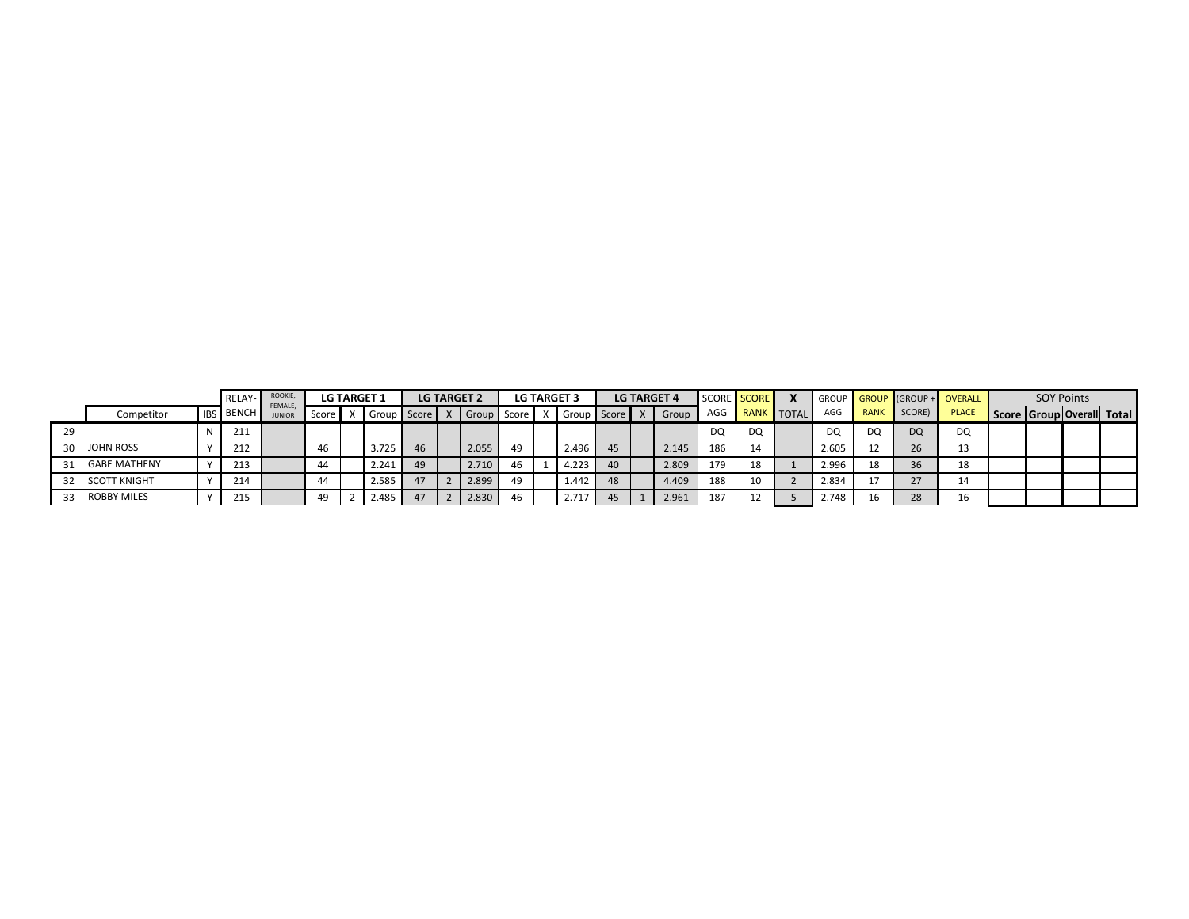| | | | RELAY- | ROOKIE, FEMALE, JUNIOR | LG TARGET 1 | | | LG TARGET 2 | | | LG TARGET 3 | | | LG TARGET 4 | | | SCORE | SCORE | X | GROUP | GROUP | (GROUP + | OVERALL | SOY Points | | | |
|---|---|---|---|---|---|---|---|---|---|---|---|---|---|---|---|---|---|---|---|---|---|---|---|---|---|---|---|
| | Competitor | IBS | BENCH | | Score | X | Group | Score | X | Group | Score | X | Group | Score | X | Group | AGG | RANK | TOTAL | AGG | RANK | SCORE) | PLACE | Score | Group | Overall | Total |
| 29 | | N | 211 | | | | | | | | | | | | | | DQ | DQ | | DQ | DQ | DQ | DQ | | | | |
| 30 | JOHN ROSS | Y | 212 | | 46 | | 3.725 | 46 | | 2.055 | 49 | | 2.496 | 45 | | 2.145 | 186 | 14 | | 2.605 | 12 | 26 | 13 | | | | |
| 31 | GABE MATHENY | Y | 213 | | 44 | | 2.241 | 49 | | 2.710 | 46 | 1 | 4.223 | 40 | | 2.809 | 179 | 18 | 1 | 2.996 | 18 | 36 | 18 | | | | |
| 32 | SCOTT KNIGHT | Y | 214 | | 44 | | 2.585 | 47 | 2 | 2.899 | 49 | | 1.442 | 48 | | 4.409 | 188 | 10 | 2 | 2.834 | 17 | 27 | 14 | | | | |
| 33 | ROBBY MILES | Y | 215 | | 49 | 2 | 2.485 | 47 | 2 | 2.830 | 46 | | 2.717 | 45 | 1 | 2.961 | 187 | 12 | 5 | 2.748 | 16 | 28 | 16 | | | | |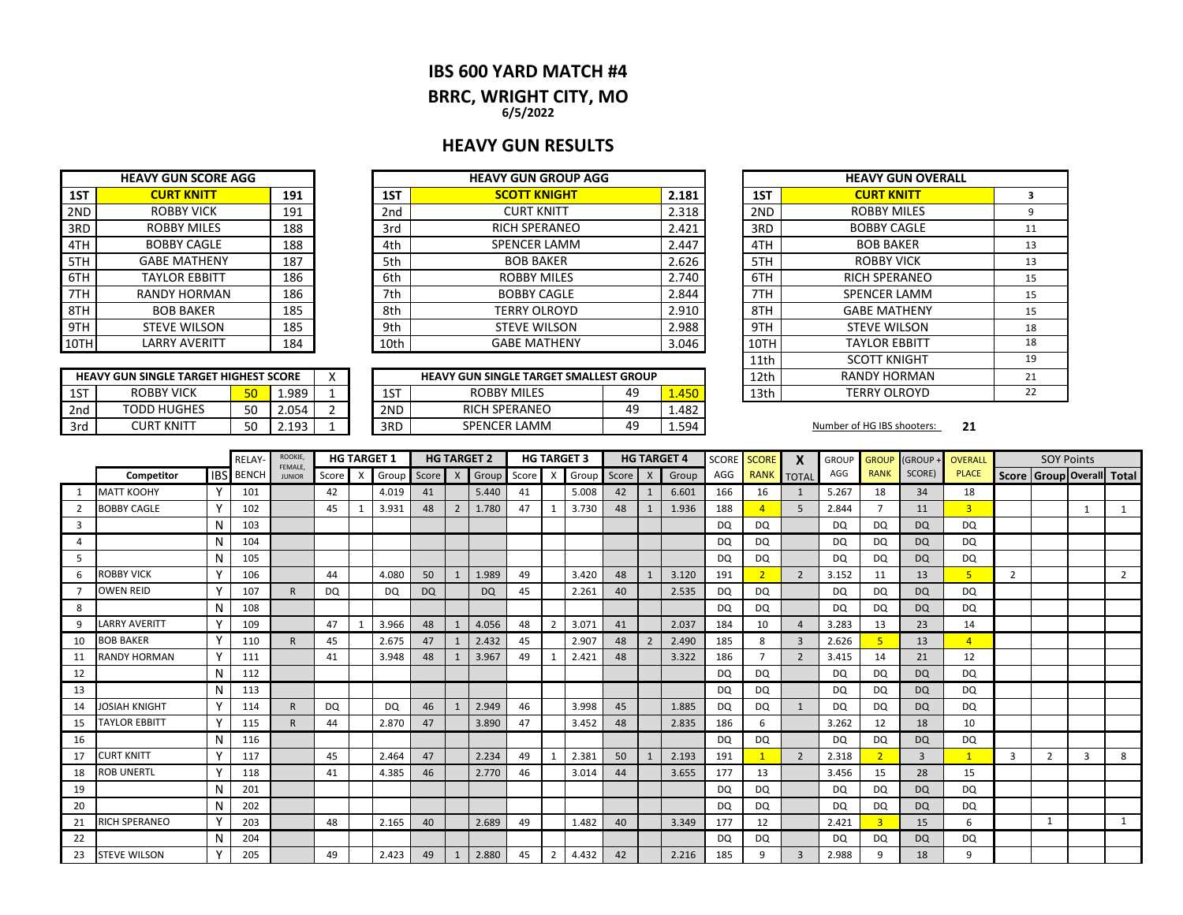# IBS 600 YARD MATCH #4

## BRRC, WRIGHT CITY, MO

**6/5/2022**

## HEAVY GUN RESULTS

| HEAVY GUN SCORE AGG | | |
|---|---|---|
| 1ST | CURT KNITT | 191 |
| 2ND | ROBBY VICK | 191 |
| 3RD | ROBBY MILES | 188 |
| 4TH | BOBBY CAGLE | 188 |
| 5TH | GABE MATHENY | 187 |
| 6TH | TAYLOR EBBITT | 186 |
| 7TH | RANDY HORMAN | 186 |
| 8TH | BOB BAKER | 185 |
| 9TH | STEVE WILSON | 185 |
| 10TH | LARRY AVERITT | 184 |

| HEAVY GUN GROUP AGG | | |
|---|---|---|
| 1ST | SCOTT KNIGHT | 2.181 |
| 2nd | CURT KNITT | 2.318 |
| 3rd | RICH SPERANEO | 2.421 |
| 4th | SPENCER LAMM | 2.447 |
| 5th | BOB BAKER | 2.626 |
| 6th | ROBBY MILES | 2.740 |
| 7th | BOBBY CAGLE | 2.844 |
| 8th | TERRY OLROYD | 2.910 |
| 9th | STEVE WILSON | 2.988 |
| 10th | GABE MATHENY | 3.046 |

| HEAVY GUN OVERALL | | |
|---|---|---|
| 1ST | CURT KNITT | 3 |
| 2ND | ROBBY MILES | 9 |
| 3RD | BOBBY CAGLE | 11 |
| 4TH | BOB BAKER | 13 |
| 5TH | ROBBY VICK | 13 |
| 6TH | RICH SPERANEO | 15 |
| 7TH | SPENCER LAMM | 15 |
| 8TH | GABE MATHENY | 15 |
| 9TH | STEVE WILSON | 18 |
| 10TH | TAYLOR EBBITT | 18 |
| 11th | SCOTT KNIGHT | 19 |
| 12th | RANDY HORMAN | 21 |
| 13th | TERRY OLROYD | 22 |

| HEAVY GUN SINGLE TARGET HIGHEST SCORE | | | | X |
|---|---|---|---|---|
| 1ST | ROBBY VICK | 50 | 1.989 | 1 |
| 2nd | TODD HUGHES | 50 | 2.054 | 2 |
| 3rd | CURT KNITT | 50 | 2.193 | 1 |

| HEAVY GUN SINGLE TARGET SMALLEST GROUP | | | |
|---|---|---|---|
| 1ST | ROBBY MILES | 49 | 1.450 |
| 2ND | RICH SPERANEO | 49 | 1.482 |
| 3RD | SPENCER LAMM | 49 | 1.594 |

Number of HG IBS shooters: **21**

| | Competitor | IBS | RELAY-BENCH | ROOKIE, FEMALE, JUNIOR | HG TARGET 1 Score | X | Group | HG TARGET 2 Score | X | Group | HG TARGET 3 Score | X | Group | HG TARGET 4 Score | X | Group | SCORE AGG | SCORE RANK | X TOTAL | GROUP AGG | GROUP RANK | (GROUP + SCORE) | OVERALL PLACE | SOY Points Score | Group | Overall | Total |
|---|---|---|---|---|---|---|---|---|---|---|---|---|---|---|---|---|---|---|---|---|---|---|---|---|---|---|---|
| 1 | MATT KOOHY | Y | 101 | | 42 | | 4.019 | 41 | | 5.440 | 41 | | 5.008 | 42 | 1 | 6.601 | 166 | 16 | 1 | 5.267 | 18 | 34 | 18 | | | | |
| 2 | BOBBY CAGLE | Y | 102 | | 45 | 1 | 3.931 | 48 | 2 | 1.780 | 47 | 1 | 3.730 | 48 | 1 | 1.936 | 188 | 4 | 5 | 2.844 | 7 | 11 | 3 | | | 1 | 1 |
| 3 | | N | 103 | | | | | | | | | | | | | | DQ | DQ | | DQ | DQ | DQ | DQ | | | | |
| 4 | | N | 104 | | | | | | | | | | | | | | DQ | DQ | | DQ | DQ | DQ | DQ | | | | |
| 5 | | N | 105 | | | | | | | | | | | | | | DQ | DQ | | DQ | DQ | DQ | DQ | | | | |
| 6 | ROBBY VICK | Y | 106 | | 44 | | 4.080 | 50 | 1 | 1.989 | 49 | | 3.420 | 48 | 1 | 3.120 | 191 | 2 | 2 | 3.152 | 11 | 13 | 5 | 2 | | | 2 |
| 7 | OWEN REID | Y | 107 | R | DQ | | DQ | DQ | | DQ | 45 | | 2.261 | 40 | | 2.535 | DQ | DQ | | DQ | DQ | DQ | DQ | | | | |
| 8 | | N | 108 | | | | | | | | | | | | | | DQ | DQ | | DQ | DQ | DQ | DQ | | | | |
| 9 | LARRY AVERITT | Y | 109 | | 47 | 1 | 3.966 | 48 | 1 | 4.056 | 48 | 2 | 3.071 | 41 | | 2.037 | 184 | 10 | 4 | 3.283 | 13 | 23 | 14 | | | | |
| 10 | BOB BAKER | Y | 110 | R | 45 | | 2.675 | 47 | 1 | 2.432 | 45 | | 2.907 | 48 | 2 | 2.490 | 185 | 8 | 3 | 2.626 | 5 | 13 | 4 | | | | |
| 11 | RANDY HORMAN | Y | 111 | | 41 | | 3.948 | 48 | 1 | 3.967 | 49 | 1 | 2.421 | 48 | | 3.322 | 186 | 7 | 2 | 3.415 | 14 | 21 | 12 | | | | |
| 12 | | N | 112 | | | | | | | | | | | | | | DQ | DQ | | DQ | DQ | DQ | DQ | | | | |
| 13 | | N | 113 | | | | | | | | | | | | | | DQ | DQ | | DQ | DQ | DQ | DQ | | | | |
| 14 | JOSIAH KNIGHT | Y | 114 | R | DQ | | DQ | 46 | 1 | 2.949 | 46 | | 3.998 | 45 | | 1.885 | DQ | DQ | 1 | DQ | DQ | DQ | DQ | | | | |
| 15 | TAYLOR EBBITT | Y | 115 | R | 44 | | 2.870 | 47 | | 3.890 | 47 | | 3.452 | 48 | | 2.835 | 186 | 6 | | 3.262 | 12 | 18 | 10 | | | | |
| 16 | | N | 116 | | | | | | | | | | | | | | DQ | DQ | | DQ | DQ | DQ | DQ | | | | |
| 17 | CURT KNITT | Y | 117 | | 45 | | 2.464 | 47 | | 2.234 | 49 | 1 | 2.381 | 50 | 1 | 2.193 | 191 | 1 | 2 | 2.318 | 2 | 3 | 1 | 3 | 2 | 3 | 8 |
| 18 | ROB UNERTL | Y | 118 | | 41 | | 4.385 | 46 | | 2.770 | 46 | | 3.014 | 44 | | 3.655 | 177 | 13 | | 3.456 | 15 | 28 | 15 | | | | |
| 19 | | N | 201 | | | | | | | | | | | | | | DQ | DQ | | DQ | DQ | DQ | DQ | | | | |
| 20 | | N | 202 | | | | | | | | | | | | | | DQ | DQ | | DQ | DQ | DQ | DQ | | | | |
| 21 | RICH SPERANEO | Y | 203 | | 48 | | 2.165 | 40 | | 2.689 | 49 | | 1.482 | 40 | | 3.349 | 177 | 12 | | 2.421 | 3 | 15 | 6 | | 1 | | 1 |
| 22 | | N | 204 | | | | | | | | | | | | | | DQ | DQ | | DQ | DQ | DQ | DQ | | | | |
| 23 | STEVE WILSON | Y | 205 | | 49 | | 2.423 | 49 | 1 | 2.880 | 45 | 2 | 4.432 | 42 | | 2.216 | 185 | 9 | 3 | 2.988 | 9 | 18 | 9 | | | | |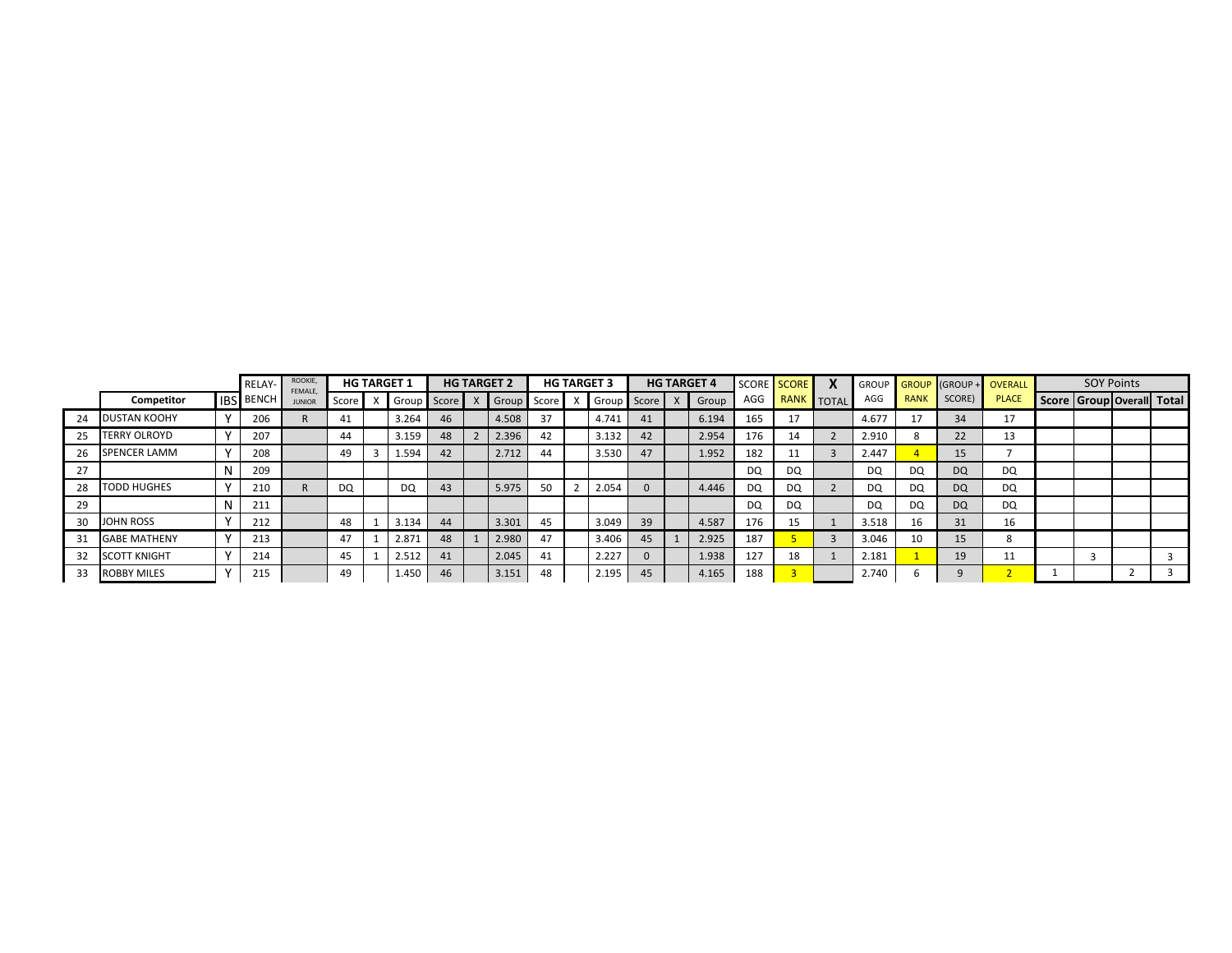| | Competitor | IBS | RELAY-BENCH | ROOKIE, FEMALE, JUNIOR | HG TARGET 1 | | | HG TARGET 2 | | | HG TARGET 3 | | | HG TARGET 4 | | | SCORE AGG | SCORE RANK | X TOTAL | GROUP AGG | GROUP RANK | (GROUP + SCORE) | OVERALL PLACE | SOY Points | | | |
|---|---|---|---|---|---|---|---|---|---|---|---|---|---|---|---|---|---|---|---|---|---|---|---|---|---|---|---|
| | | | | | Score | X | Group | Score | X | Group | Score | X | Group | Score | X | Group | | | | | | | | Score | Group | Overall | Total |
| 24 | DUSTAN KOOHY | Y | 206 | R | 41 | | 3.264 | 46 | | 4.508 | 37 | | 4.741 | 41 | | 6.194 | 165 | 17 | | 4.677 | 17 | 34 | 17 | | | | |
| 25 | TERRY OLROYD | Y | 207 | | 44 | | 3.159 | 48 | 2 | 2.396 | 42 | | 3.132 | 42 | | 2.954 | 176 | 14 | 2 | 2.910 | 8 | 22 | 13 | | | | |
| 26 | SPENCER LAMM | Y | 208 | | 49 | 3 | 1.594 | 42 | | 2.712 | 44 | | 3.530 | 47 | | 1.952 | 182 | 11 | 3 | 2.447 | 4 | 15 | 7 | | | | |
| 27 | | N | 209 | | | | | | | | | | | | | | DQ | DQ | | DQ | DQ | DQ | DQ | | | | |
| 28 | TODD HUGHES | Y | 210 | R | DQ | | DQ | 43 | | 5.975 | 50 | 2 | 2.054 | 0 | | 4.446 | DQ | DQ | 2 | DQ | DQ | DQ | DQ | | | | |
| 29 | | N | 211 | | | | | | | | | | | | | | DQ | DQ | | DQ | DQ | DQ | DQ | | | | |
| 30 | JOHN ROSS | Y | 212 | | 48 | 1 | 3.134 | 44 | | 3.301 | 45 | | 3.049 | 39 | | 4.587 | 176 | 15 | 1 | 3.518 | 16 | 31 | 16 | | | | |
| 31 | GABE MATHENY | Y | 213 | | 47 | 1 | 2.871 | 48 | 1 | 2.980 | 47 | | 3.406 | 45 | 1 | 2.925 | 187 | 5 | 3 | 3.046 | 10 | 15 | 8 | | | | |
| 32 | SCOTT KNIGHT | Y | 214 | | 45 | 1 | 2.512 | 41 | | 2.045 | 41 | | 2.227 | 0 | | 1.938 | 127 | 18 | 1 | 2.181 | 1 | 19 | 11 | | 3 | | 3 |
| 33 | ROBBY MILES | Y | 215 | | 49 | | 1.450 | 46 | | 3.151 | 48 | | 2.195 | 45 | | 4.165 | 188 | 3 | | 2.740 | 6 | 9 | 2 | 1 | | 2 | 3 |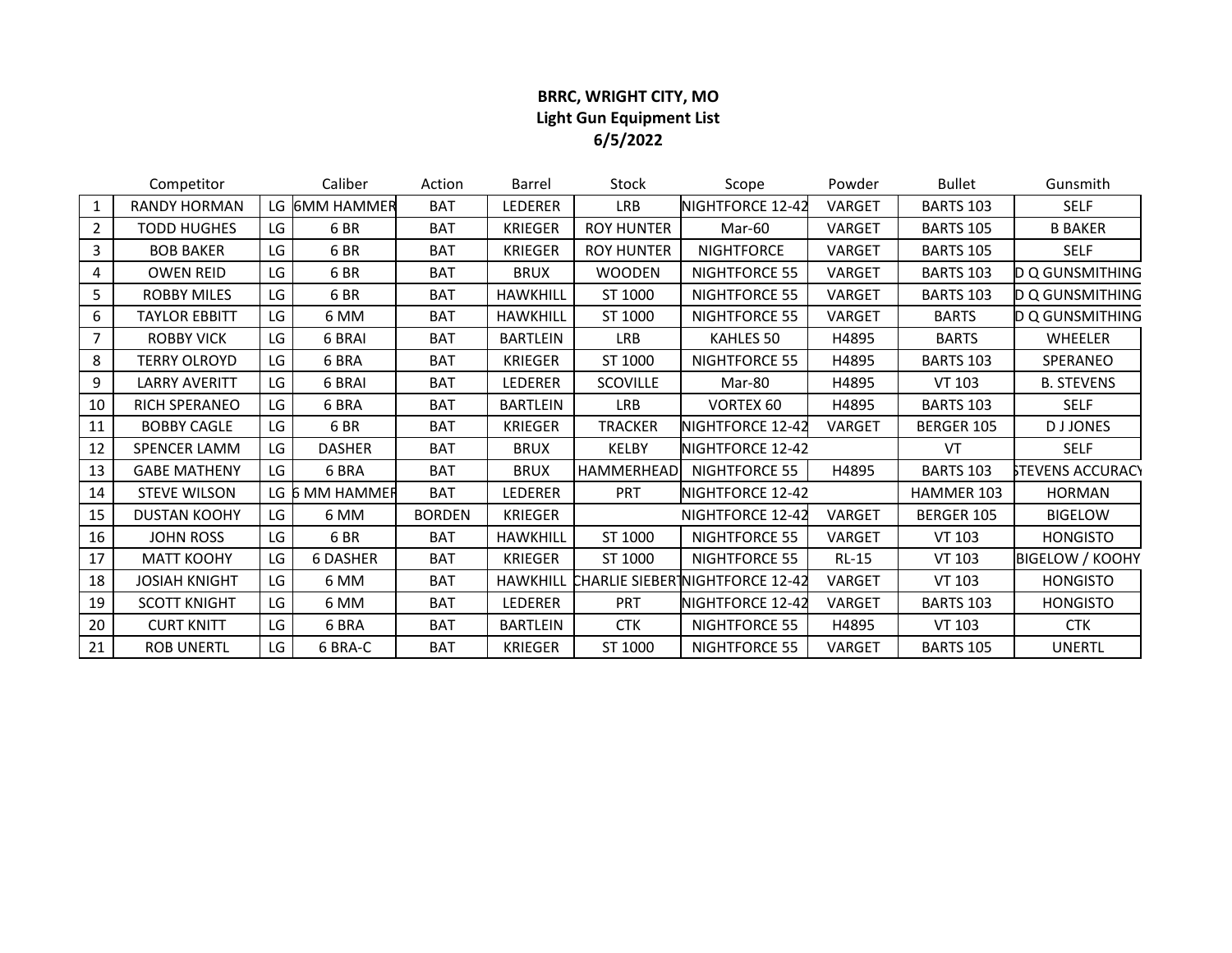**BRRC, WRIGHT CITY, MO**
**Light Gun Equipment List**
**6/5/2022**

| | Competitor | | Caliber | Action | Barrel | Stock | Scope | Powder | Bullet | Gunsmith |
|---|---|---|---|---|---|---|---|---|---|---|
| 1 | RANDY HORMAN | LG | 6MM HAMMER | BAT | LEDERER | LRB | NIGHTFORCE 12-42 | VARGET | BARTS 103 | SELF |
| 2 | TODD HUGHES | LG | 6 BR | BAT | KRIEGER | ROY HUNTER | Mar-60 | VARGET | BARTS 105 | B BAKER |
| 3 | BOB BAKER | LG | 6 BR | BAT | KRIEGER | ROY HUNTER | NIGHTFORCE | VARGET | BARTS 105 | SELF |
| 4 | OWEN REID | LG | 6 BR | BAT | BRUX | WOODEN | NIGHTFORCE 55 | VARGET | BARTS 103 | D Q GUNSMITHING |
| 5 | ROBBY MILES | LG | 6 BR | BAT | HAWKHILL | ST 1000 | NIGHTFORCE 55 | VARGET | BARTS 103 | D Q GUNSMITHING |
| 6 | TAYLOR EBBITT | LG | 6 MM | BAT | HAWKHILL | ST 1000 | NIGHTFORCE 55 | VARGET | BARTS | D Q GUNSMITHING |
| 7 | ROBBY VICK | LG | 6 BRAI | BAT | BARTLEIN | LRB | KAHLES 50 | H4895 | BARTS | WHEELER |
| 8 | TERRY OLROYD | LG | 6 BRA | BAT | KRIEGER | ST 1000 | NIGHTFORCE 55 | H4895 | BARTS 103 | SPERANEO |
| 9 | LARRY AVERITT | LG | 6 BRAI | BAT | LEDERER | SCOVILLE | Mar-80 | H4895 | VT 103 | B. STEVENS |
| 10 | RICH SPERANEO | LG | 6 BRA | BAT | BARTLEIN | LRB | VORTEX 60 | H4895 | BARTS 103 | SELF |
| 11 | BOBBY CAGLE | LG | 6 BR | BAT | KRIEGER | TRACKER | NIGHTFORCE 12-42 | VARGET | BERGER 105 | D J JONES |
| 12 | SPENCER LAMM | LG | DASHER | BAT | BRUX | KELBY | NIGHTFORCE 12-42 | | VT | SELF |
| 13 | GABE MATHENY | LG | 6 BRA | BAT | BRUX | HAMMERHEAD | NIGHTFORCE 55 | H4895 | BARTS 103 | STEVENS ACCURACY |
| 14 | STEVE WILSON | LG | 6 MM HAMMER | BAT | LEDERER | PRT | NIGHTFORCE 12-42 | | HAMMER 103 | HORMAN |
| 15 | DUSTAN KOOHY | LG | 6 MM | BORDEN | KRIEGER | | NIGHTFORCE 12-42 | VARGET | BERGER 105 | BIGELOW |
| 16 | JOHN ROSS | LG | 6 BR | BAT | HAWKHILL | ST 1000 | NIGHTFORCE 55 | VARGET | VT 103 | HONGISTO |
| 17 | MATT KOOHY | LG | 6 DASHER | BAT | KRIEGER | ST 1000 | NIGHTFORCE 55 | RL-15 | VT 103 | BIGELOW / KOOHY |
| 18 | JOSIAH KNIGHT | LG | 6 MM | BAT | HAWKHILL | CHARLIE SIEBERT | NIGHTFORCE 12-42 | VARGET | VT 103 | HONGISTO |
| 19 | SCOTT KNIGHT | LG | 6 MM | BAT | LEDERER | PRT | NIGHTFORCE 12-42 | VARGET | BARTS 103 | HONGISTO |
| 20 | CURT KNITT | LG | 6 BRA | BAT | BARTLEIN | CTK | NIGHTFORCE 55 | H4895 | VT 103 | CTK |
| 21 | ROB UNERTL | LG | 6 BRA-C | BAT | KRIEGER | ST 1000 | NIGHTFORCE 55 | VARGET | BARTS 105 | UNERTL |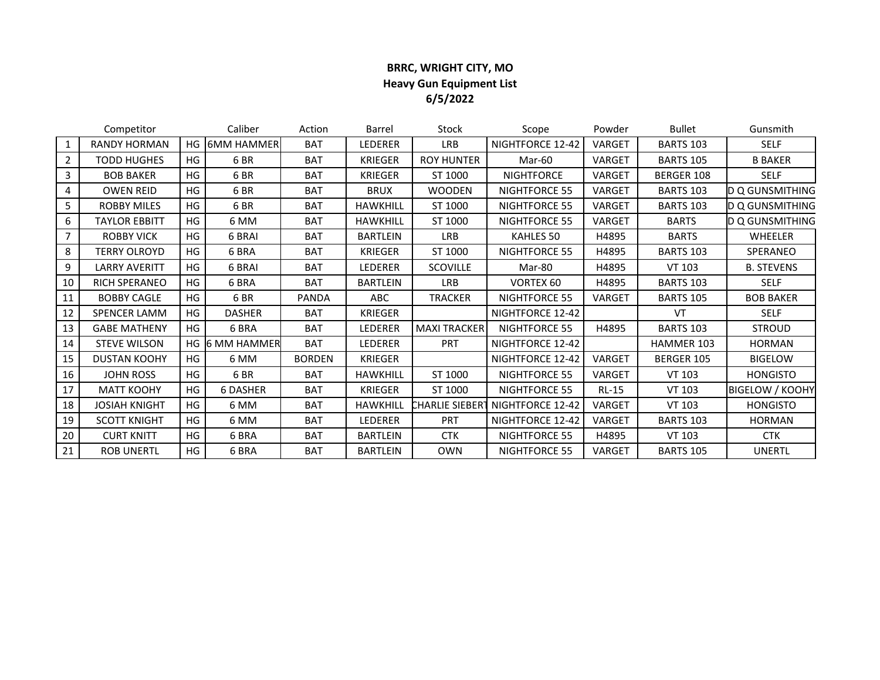**BRRC, WRIGHT CITY, MO**
**Heavy Gun Equipment List**
**6/5/2022**

| | Competitor | | Caliber | Action | Barrel | Stock | Scope | Powder | Bullet | Gunsmith |
|---|---|---|---|---|---|---|---|---|---|---|
| 1 | RANDY HORMAN | HG | 6MM HAMMER | BAT | LEDERER | LRB | NIGHTFORCE 12-42 | VARGET | BARTS 103 | SELF |
| 2 | TODD HUGHES | HG | 6 BR | BAT | KRIEGER | ROY HUNTER | Mar-60 | VARGET | BARTS 105 | B BAKER |
| 3 | BOB BAKER | HG | 6 BR | BAT | KRIEGER | ST 1000 | NIGHTFORCE | VARGET | BERGER 108 | SELF |
| 4 | OWEN REID | HG | 6 BR | BAT | BRUX | WOODEN | NIGHTFORCE 55 | VARGET | BARTS 103 | D Q GUNSMITHING |
| 5 | ROBBY MILES | HG | 6 BR | BAT | HAWKHILL | ST 1000 | NIGHTFORCE 55 | VARGET | BARTS 103 | D Q GUNSMITHING |
| 6 | TAYLOR EBBITT | HG | 6 MM | BAT | HAWKHILL | ST 1000 | NIGHTFORCE 55 | VARGET | BARTS | D Q GUNSMITHING |
| 7 | ROBBY VICK | HG | 6 BRAI | BAT | BARTLEIN | LRB | KAHLES 50 | H4895 | BARTS | WHEELER |
| 8 | TERRY OLROYD | HG | 6 BRA | BAT | KRIEGER | ST 1000 | NIGHTFORCE 55 | H4895 | BARTS 103 | SPERANEO |
| 9 | LARRY AVERITT | HG | 6 BRAI | BAT | LEDERER | SCOVILLE | Mar-80 | H4895 | VT 103 | B. STEVENS |
| 10 | RICH SPERANEO | HG | 6 BRA | BAT | BARTLEIN | LRB | VORTEX 60 | H4895 | BARTS 103 | SELF |
| 11 | BOBBY CAGLE | HG | 6 BR | PANDA | ABC | TRACKER | NIGHTFORCE 55 | VARGET | BARTS 105 | BOB BAKER |
| 12 | SPENCER LAMM | HG | DASHER | BAT | KRIEGER | | NIGHTFORCE 12-42 | | VT | SELF |
| 13 | GABE MATHENY | HG | 6 BRA | BAT | LEDERER | MAXI TRACKER | NIGHTFORCE 55 | H4895 | BARTS 103 | STROUD |
| 14 | STEVE WILSON | HG | 6 MM HAMMER | BAT | LEDERER | PRT | NIGHTFORCE 12-42 | | HAMMER 103 | HORMAN |
| 15 | DUSTAN KOOHY | HG | 6 MM | BORDEN | KRIEGER | | NIGHTFORCE 12-42 | VARGET | BERGER 105 | BIGELOW |
| 16 | JOHN ROSS | HG | 6 BR | BAT | HAWKHILL | ST 1000 | NIGHTFORCE 55 | VARGET | VT 103 | HONGISTO |
| 17 | MATT KOOHY | HG | 6 DASHER | BAT | KRIEGER | ST 1000 | NIGHTFORCE 55 | RL-15 | VT 103 | BIGELOW / KOOHY |
| 18 | JOSIAH KNIGHT | HG | 6 MM | BAT | HAWKHILL | CHARLIE SIEBERT | NIGHTFORCE 12-42 | VARGET | VT 103 | HONGISTO |
| 19 | SCOTT KNIGHT | HG | 6 MM | BAT | LEDERER | PRT | NIGHTFORCE 12-42 | VARGET | BARTS 103 | HORMAN |
| 20 | CURT KNITT | HG | 6 BRA | BAT | BARTLEIN | CTK | NIGHTFORCE 55 | H4895 | VT 103 | CTK |
| 21 | ROB UNERTL | HG | 6 BRA | BAT | BARTLEIN | OWN | NIGHTFORCE 55 | VARGET | BARTS 105 | UNERTL |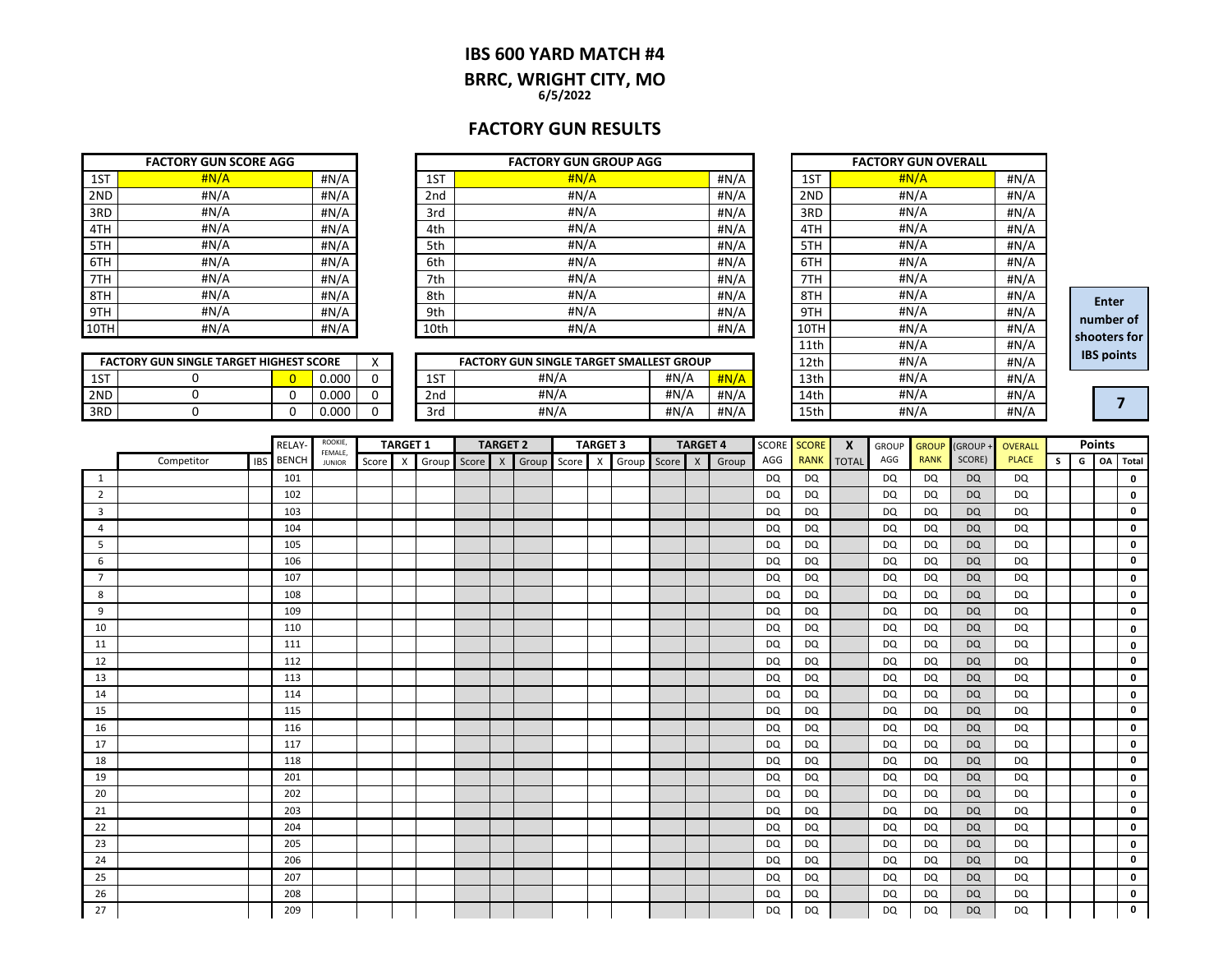# IBS 600 YARD MATCH #4

## BRRC, WRIGHT CITY, MO

6/5/2022

## FACTORY GUN RESULTS

| FACTORY GUN SCORE AGG | | |
|---|---|---|
| 1ST | #N/A | #N/A |
| 2ND | #N/A | #N/A |
| 3RD | #N/A | #N/A |
| 4TH | #N/A | #N/A |
| 5TH | #N/A | #N/A |
| 6TH | #N/A | #N/A |
| 7TH | #N/A | #N/A |
| 8TH | #N/A | #N/A |
| 9TH | #N/A | #N/A |
| 10TH | #N/A | #N/A |

| FACTORY GUN GROUP AGG | | |
|---|---|---|
| 1ST | #N/A | #N/A |
| 2nd | #N/A | #N/A |
| 3rd | #N/A | #N/A |
| 4th | #N/A | #N/A |
| 5th | #N/A | #N/A |
| 6th | #N/A | #N/A |
| 7th | #N/A | #N/A |
| 8th | #N/A | #N/A |
| 9th | #N/A | #N/A |
| 10th | #N/A | #N/A |

| FACTORY GUN OVERALL | | |
|---|---|---|
| 1ST | #N/A | #N/A |
| 2ND | #N/A | #N/A |
| 3RD | #N/A | #N/A |
| 4TH | #N/A | #N/A |
| 5TH | #N/A | #N/A |
| 6TH | #N/A | #N/A |
| 7TH | #N/A | #N/A |
| 8TH | #N/A | #N/A |
| 9TH | #N/A | #N/A |
| 10TH | #N/A | #N/A |
| 11th | #N/A | #N/A |
| 12th | #N/A | #N/A |
| 13th | #N/A | #N/A |
| 14th | #N/A | #N/A |
| 15th | #N/A | #N/A |

| FACTORY GUN SINGLE TARGET HIGHEST SCORE | | | | X |
|---|---|---|---|---|
| 1ST | 0 | 0 | 0.000 | 0 |
| 2ND | 0 | 0 | 0.000 | 0 |
| 3RD | 0 | 0 | 0.000 | 0 |

| FACTORY GUN SINGLE TARGET SMALLEST GROUP | | | |
|---|---|---|---|
| 1ST | #N/A | #N/A | #N/A |
| 2nd | #N/A | #N/A | #N/A |
| 3rd | #N/A | #N/A | #N/A |

Enter number of shooters for IBS points: 7

| | Competitor | IBS | RELAY-BENCH | ROOKIE, FEMALE, JUNIOR | TARGET 1 | | | TARGET 2 | | | TARGET 3 | | | TARGET 4 | | | SCORE AGG | SCORE RANK | X TOTAL | GROUP AGG | GROUP RANK | (GROUP + SCORE) | OVERALL PLACE | Points | | | |
|---|---|---|---|---|---|---|---|---|---|---|---|---|---|---|---|---|---|---|---|---|---|---|---|---|---|---|---|
| | | | | | Score | X | Group | Score | X | Group | Score | X | Group | Score | X | Group | | | | | | | | S | G | OA | Total |
| 1 | | | 101 | | | | | | | | | | | | | | DQ | DQ | | DQ | DQ | DQ | DQ | | | | 0 |
| 2 | | | 102 | | | | | | | | | | | | | | DQ | DQ | | DQ | DQ | DQ | DQ | | | | 0 |
| 3 | | | 103 | | | | | | | | | | | | | | DQ | DQ | | DQ | DQ | DQ | DQ | | | | 0 |
| 4 | | | 104 | | | | | | | | | | | | | | DQ | DQ | | DQ | DQ | DQ | DQ | | | | 0 |
| 5 | | | 105 | | | | | | | | | | | | | | DQ | DQ | | DQ | DQ | DQ | DQ | | | | 0 |
| 6 | | | 106 | | | | | | | | | | | | | | DQ | DQ | | DQ | DQ | DQ | DQ | | | | 0 |
| 7 | | | 107 | | | | | | | | | | | | | | DQ | DQ | | DQ | DQ | DQ | DQ | | | | 0 |
| 8 | | | 108 | | | | | | | | | | | | | | DQ | DQ | | DQ | DQ | DQ | DQ | | | | 0 |
| 9 | | | 109 | | | | | | | | | | | | | | DQ | DQ | | DQ | DQ | DQ | DQ | | | | 0 |
| 10 | | | 110 | | | | | | | | | | | | | | DQ | DQ | | DQ | DQ | DQ | DQ | | | | 0 |
| 11 | | | 111 | | | | | | | | | | | | | | DQ | DQ | | DQ | DQ | DQ | DQ | | | | 0 |
| 12 | | | 112 | | | | | | | | | | | | | | DQ | DQ | | DQ | DQ | DQ | DQ | | | | 0 |
| 13 | | | 113 | | | | | | | | | | | | | | DQ | DQ | | DQ | DQ | DQ | DQ | | | | 0 |
| 14 | | | 114 | | | | | | | | | | | | | | DQ | DQ | | DQ | DQ | DQ | DQ | | | | 0 |
| 15 | | | 115 | | | | | | | | | | | | | | DQ | DQ | | DQ | DQ | DQ | DQ | | | | 0 |
| 16 | | | 116 | | | | | | | | | | | | | | DQ | DQ | | DQ | DQ | DQ | DQ | | | | 0 |
| 17 | | | 117 | | | | | | | | | | | | | | DQ | DQ | | DQ | DQ | DQ | DQ | | | | 0 |
| 18 | | | 118 | | | | | | | | | | | | | | DQ | DQ | | DQ | DQ | DQ | DQ | | | | 0 |
| 19 | | | 201 | | | | | | | | | | | | | | DQ | DQ | | DQ | DQ | DQ | DQ | | | | 0 |
| 20 | | | 202 | | | | | | | | | | | | | | DQ | DQ | | DQ | DQ | DQ | DQ | | | | 0 |
| 21 | | | 203 | | | | | | | | | | | | | | DQ | DQ | | DQ | DQ | DQ | DQ | | | | 0 |
| 22 | | | 204 | | | | | | | | | | | | | | DQ | DQ | | DQ | DQ | DQ | DQ | | | | 0 |
| 23 | | | 205 | | | | | | | | | | | | | | DQ | DQ | | DQ | DQ | DQ | DQ | | | | 0 |
| 24 | | | 206 | | | | | | | | | | | | | | DQ | DQ | | DQ | DQ | DQ | DQ | | | | 0 |
| 25 | | | 207 | | | | | | | | | | | | | | DQ | DQ | | DQ | DQ | DQ | DQ | | | | 0 |
| 26 | | | 208 | | | | | | | | | | | | | | DQ | DQ | | DQ | DQ | DQ | DQ | | | | 0 |
| 27 | | | 209 | | | | | | | | | | | | | | DQ | DQ | | DQ | DQ | DQ | DQ | | | | 0 |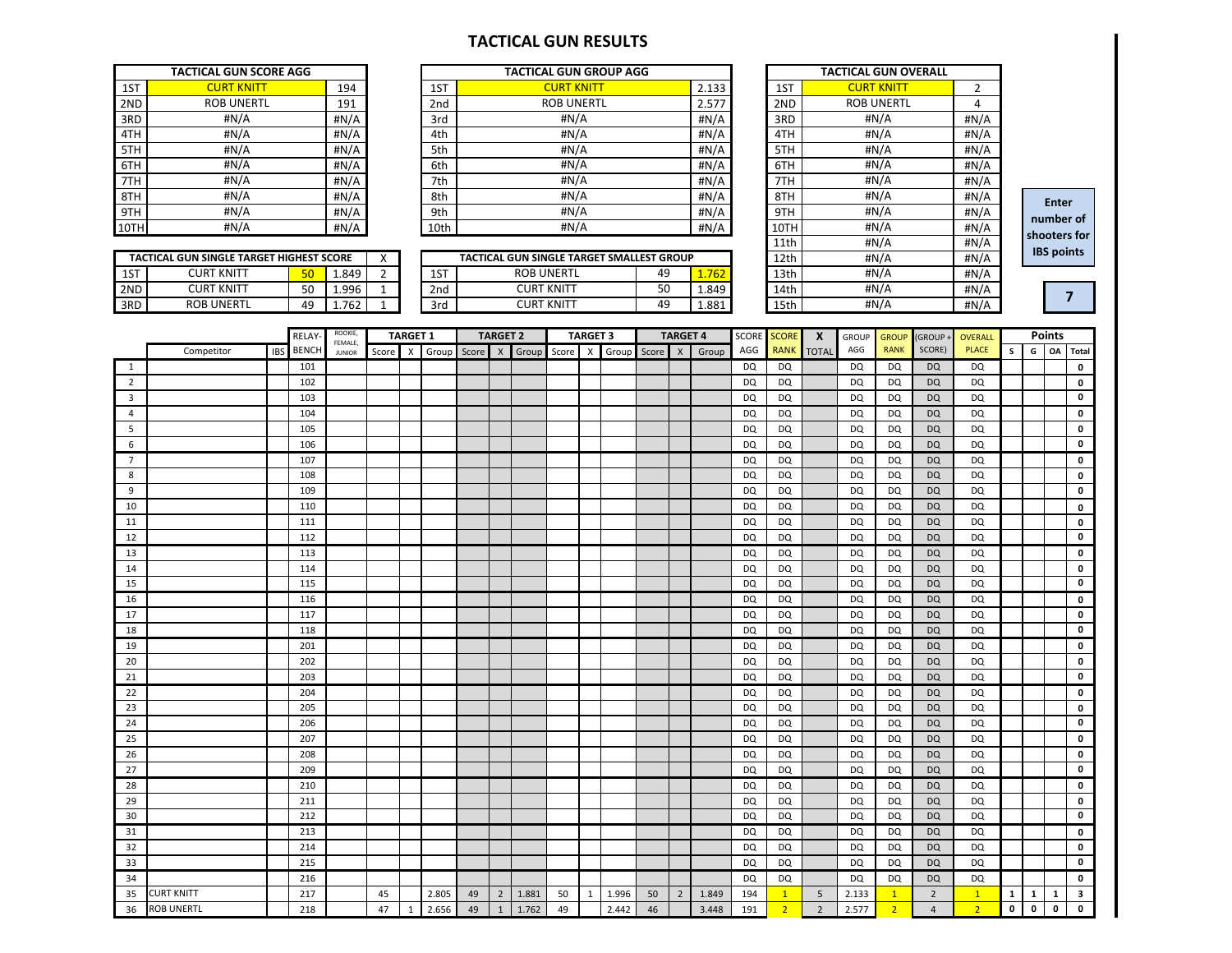# TACTICAL GUN RESULTS

| TACTICAL GUN SCORE AGG | | |
|---|---|---|
| 1ST | CURT KNITT | 194 |
| 2ND | ROB UNERTL | 191 |
| 3RD | #N/A | #N/A |
| 4TH | #N/A | #N/A |
| 5TH | #N/A | #N/A |
| 6TH | #N/A | #N/A |
| 7TH | #N/A | #N/A |
| 8TH | #N/A | #N/A |
| 9TH | #N/A | #N/A |
| 10TH | #N/A | #N/A |

| TACTICAL GUN GROUP AGG | | |
|---|---|---|
| 1ST | CURT KNITT | 2.133 |
| 2nd | ROB UNERTL | 2.577 |
| 3rd | #N/A | #N/A |
| 4th | #N/A | #N/A |
| 5th | #N/A | #N/A |
| 6th | #N/A | #N/A |
| 7th | #N/A | #N/A |
| 8th | #N/A | #N/A |
| 9th | #N/A | #N/A |
| 10th | #N/A | #N/A |

| TACTICAL GUN OVERALL | | |
|---|---|---|
| 1ST | CURT KNITT | 2 |
| 2ND | ROB UNERTL | 4 |
| 3RD | #N/A | #N/A |
| 4TH | #N/A | #N/A |
| 5TH | #N/A | #N/A |
| 6TH | #N/A | #N/A |
| 7TH | #N/A | #N/A |
| 8TH | #N/A | #N/A |
| 9TH | #N/A | #N/A |
| 10TH | #N/A | #N/A |
| 11th | #N/A | #N/A |
| 12th | #N/A | #N/A |
| 13th | #N/A | #N/A |
| 14th | #N/A | #N/A |
| 15th | #N/A | #N/A |

**Enter number of shooters for IBS points**

**7**

| TACTICAL GUN SINGLE TARGET HIGHEST SCORE | | | | X |
|---|---|---|---|---|
| 1ST | CURT KNITT | 50 | 1.849 | 2 |
| 2ND | CURT KNITT | 50 | 1.996 | 1 |
| 3RD | ROB UNERTL | 49 | 1.762 | 1 |

| TACTICAL GUN SINGLE TARGET SMALLEST GROUP | | | |
|---|---|---|---|
| 1ST | ROB UNERTL | 49 | 1.762 |
| 2nd | CURT KNITT | 50 | 1.849 |
| 3rd | CURT KNITT | 49 | 1.881 |

| | Competitor | IBS | RELAY-BENCH | ROOKIE, FEMALE, JUNIOR | TARGET 1 | | | TARGET 2 | | | TARGET 3 | | | TARGET 4 | | | SCORE AGG | SCORE RANK | X TOTAL | GROUP AGG | GROUP RANK | (GROUP + SCORE) | OVERALL PLACE | Points | | | |
|---|---|---|---|---|---|---|---|---|---|---|---|---|---|---|---|---|---|---|---|---|---|---|---|---|---|---|---|
| | | | | | Score | X | Group | Score | X | Group | Score | X | Group | Score | X | Group | | | | | | | | S | G | OA | Total |
| 1 | | | 101 | | | | | | | | | | | | | | DQ | DQ | | DQ | DQ | DQ | DQ | | | | 0 |
| 2 | | | 102 | | | | | | | | | | | | | | DQ | DQ | | DQ | DQ | DQ | DQ | | | | 0 |
| 3 | | | 103 | | | | | | | | | | | | | | DQ | DQ | | DQ | DQ | DQ | DQ | | | | 0 |
| 4 | | | 104 | | | | | | | | | | | | | | DQ | DQ | | DQ | DQ | DQ | DQ | | | | 0 |
| 5 | | | 105 | | | | | | | | | | | | | | DQ | DQ | | DQ | DQ | DQ | DQ | | | | 0 |
| 6 | | | 106 | | | | | | | | | | | | | | DQ | DQ | | DQ | DQ | DQ | DQ | | | | 0 |
| 7 | | | 107 | | | | | | | | | | | | | | DQ | DQ | | DQ | DQ | DQ | DQ | | | | 0 |
| 8 | | | 108 | | | | | | | | | | | | | | DQ | DQ | | DQ | DQ | DQ | DQ | | | | 0 |
| 9 | | | 109 | | | | | | | | | | | | | | DQ | DQ | | DQ | DQ | DQ | DQ | | | | 0 |
| 10 | | | 110 | | | | | | | | | | | | | | DQ | DQ | | DQ | DQ | DQ | DQ | | | | 0 |
| 11 | | | 111 | | | | | | | | | | | | | | DQ | DQ | | DQ | DQ | DQ | DQ | | | | 0 |
| 12 | | | 112 | | | | | | | | | | | | | | DQ | DQ | | DQ | DQ | DQ | DQ | | | | 0 |
| 13 | | | 113 | | | | | | | | | | | | | | DQ | DQ | | DQ | DQ | DQ | DQ | | | | 0 |
| 14 | | | 114 | | | | | | | | | | | | | | DQ | DQ | | DQ | DQ | DQ | DQ | | | | 0 |
| 15 | | | 115 | | | | | | | | | | | | | | DQ | DQ | | DQ | DQ | DQ | DQ | | | | 0 |
| 16 | | | 116 | | | | | | | | | | | | | | DQ | DQ | | DQ | DQ | DQ | DQ | | | | 0 |
| 17 | | | 117 | | | | | | | | | | | | | | DQ | DQ | | DQ | DQ | DQ | DQ | | | | 0 |
| 18 | | | 118 | | | | | | | | | | | | | | DQ | DQ | | DQ | DQ | DQ | DQ | | | | 0 |
| 19 | | | 201 | | | | | | | | | | | | | | DQ | DQ | | DQ | DQ | DQ | DQ | | | | 0 |
| 20 | | | 202 | | | | | | | | | | | | | | DQ | DQ | | DQ | DQ | DQ | DQ | | | | 0 |
| 21 | | | 203 | | | | | | | | | | | | | | DQ | DQ | | DQ | DQ | DQ | DQ | | | | 0 |
| 22 | | | 204 | | | | | | | | | | | | | | DQ | DQ | | DQ | DQ | DQ | DQ | | | | 0 |
| 23 | | | 205 | | | | | | | | | | | | | | DQ | DQ | | DQ | DQ | DQ | DQ | | | | 0 |
| 24 | | | 206 | | | | | | | | | | | | | | DQ | DQ | | DQ | DQ | DQ | DQ | | | | 0 |
| 25 | | | 207 | | | | | | | | | | | | | | DQ | DQ | | DQ | DQ | DQ | DQ | | | | 0 |
| 26 | | | 208 | | | | | | | | | | | | | | DQ | DQ | | DQ | DQ | DQ | DQ | | | | 0 |
| 27 | | | 209 | | | | | | | | | | | | | | DQ | DQ | | DQ | DQ | DQ | DQ | | | | 0 |
| 28 | | | 210 | | | | | | | | | | | | | | DQ | DQ | | DQ | DQ | DQ | DQ | | | | 0 |
| 29 | | | 211 | | | | | | | | | | | | | | DQ | DQ | | DQ | DQ | DQ | DQ | | | | 0 |
| 30 | | | 212 | | | | | | | | | | | | | | DQ | DQ | | DQ | DQ | DQ | DQ | | | | 0 |
| 31 | | | 213 | | | | | | | | | | | | | | DQ | DQ | | DQ | DQ | DQ | DQ | | | | 0 |
| 32 | | | 214 | | | | | | | | | | | | | | DQ | DQ | | DQ | DQ | DQ | DQ | | | | 0 |
| 33 | | | 215 | | | | | | | | | | | | | | DQ | DQ | | DQ | DQ | DQ | DQ | | | | 0 |
| 34 | | | 216 | | | | | | | | | | | | | | DQ | DQ | | DQ | DQ | DQ | DQ | | | | 0 |
| 35 | CURT KNITT | | 217 | | 45 | | 2.805 | 49 | 2 | 1.881 | 50 | 1 | 1.996 | 50 | 2 | 1.849 | 194 | 1 | 5 | 2.133 | 1 | 2 | 1 | 1 | 1 | 1 | 3 |
| 36 | ROB UNERTL | | 218 | | 47 | 1 | 2.656 | 49 | 1 | 1.762 | 49 | | 2.442 | 46 | | 3.448 | 191 | 2 | 2 | 2.577 | 2 | 4 | 2 | 0 | 0 | 0 | 0 |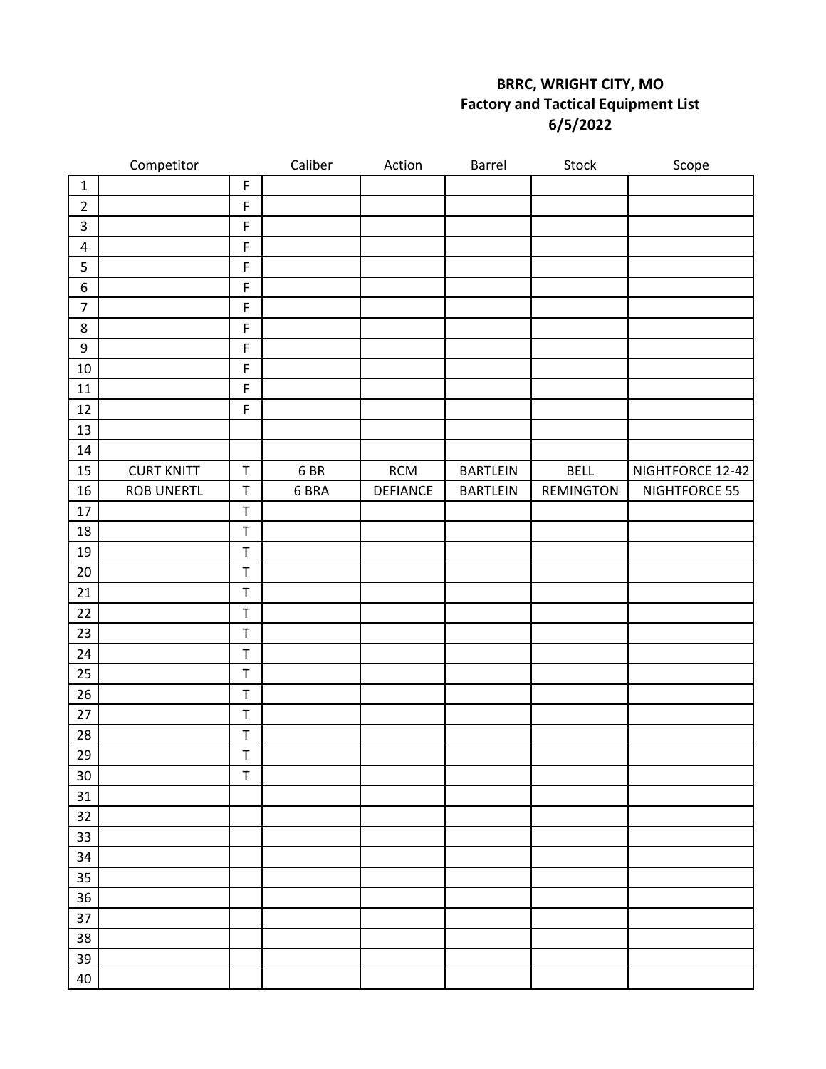**BRRC, WRIGHT CITY, MO**
**Factory and Tactical Equipment List**
**6/5/2022**

| | Competitor | | Caliber | Action | Barrel | Stock | Scope |
|---|---|---|---|---|---|---|---|
| 1 | | F | | | | | |
| 2 | | F | | | | | |
| 3 | | F | | | | | |
| 4 | | F | | | | | |
| 5 | | F | | | | | |
| 6 | | F | | | | | |
| 7 | | F | | | | | |
| 8 | | F | | | | | |
| 9 | | F | | | | | |
| 10 | | F | | | | | |
| 11 | | F | | | | | |
| 12 | | F | | | | | |
| 13 | | | | | | | |
| 14 | | | | | | | |
| 15 | CURT KNITT | T | 6 BR | RCM | BARTLEIN | BELL | NIGHTFORCE 12-42 |
| 16 | ROB UNERTL | T | 6 BRA | DEFIANCE | BARTLEIN | REMINGTON | NIGHTFORCE 55 |
| 17 | | T | | | | | |
| 18 | | T | | | | | |
| 19 | | T | | | | | |
| 20 | | T | | | | | |
| 21 | | T | | | | | |
| 22 | | T | | | | | |
| 23 | | T | | | | | |
| 24 | | T | | | | | |
| 25 | | T | | | | | |
| 26 | | T | | | | | |
| 27 | | T | | | | | |
| 28 | | T | | | | | |
| 29 | | T | | | | | |
| 30 | | T | | | | | |
| 31 | | | | | | | |
| 32 | | | | | | | |
| 33 | | | | | | | |
| 34 | | | | | | | |
| 35 | | | | | | | |
| 36 | | | | | | | |
| 37 | | | | | | | |
| 38 | | | | | | | |
| 39 | | | | | | | |
| 40 | | | | | | | |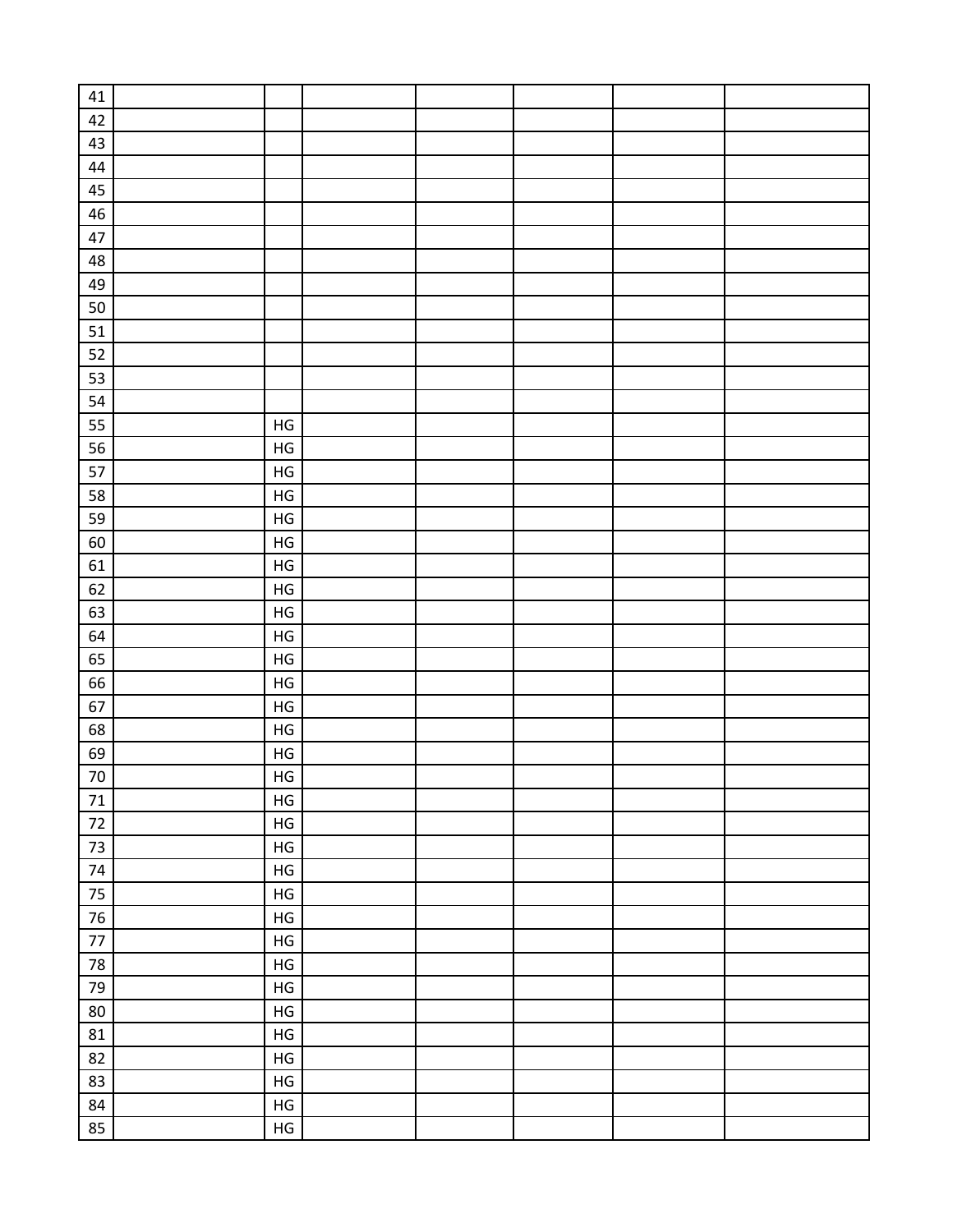| | | | | | | | |
|---|---|---|---|---|---|---|---|
| 41 | | | | | | | |
| 42 | | | | | | | |
| 43 | | | | | | | |
| 44 | | | | | | | |
| 45 | | | | | | | |
| 46 | | | | | | | |
| 47 | | | | | | | |
| 48 | | | | | | | |
| 49 | | | | | | | |
| 50 | | | | | | | |
| 51 | | | | | | | |
| 52 | | | | | | | |
| 53 | | | | | | | |
| 54 | | | | | | | |
| 55 | | HG | | | | | |
| 56 | | HG | | | | | |
| 57 | | HG | | | | | |
| 58 | | HG | | | | | |
| 59 | | HG | | | | | |
| 60 | | HG | | | | | |
| 61 | | HG | | | | | |
| 62 | | HG | | | | | |
| 63 | | HG | | | | | |
| 64 | | HG | | | | | |
| 65 | | HG | | | | | |
| 66 | | HG | | | | | |
| 67 | | HG | | | | | |
| 68 | | HG | | | | | |
| 69 | | HG | | | | | |
| 70 | | HG | | | | | |
| 71 | | HG | | | | | |
| 72 | | HG | | | | | |
| 73 | | HG | | | | | |
| 74 | | HG | | | | | |
| 75 | | HG | | | | | |
| 76 | | HG | | | | | |
| 77 | | HG | | | | | |
| 78 | | HG | | | | | |
| 79 | | HG | | | | | |
| 80 | | HG | | | | | |
| 81 | | HG | | | | | |
| 82 | | HG | | | | | |
| 83 | | HG | | | | | |
| 84 | | HG | | | | | |
| 85 | | HG | | | | | |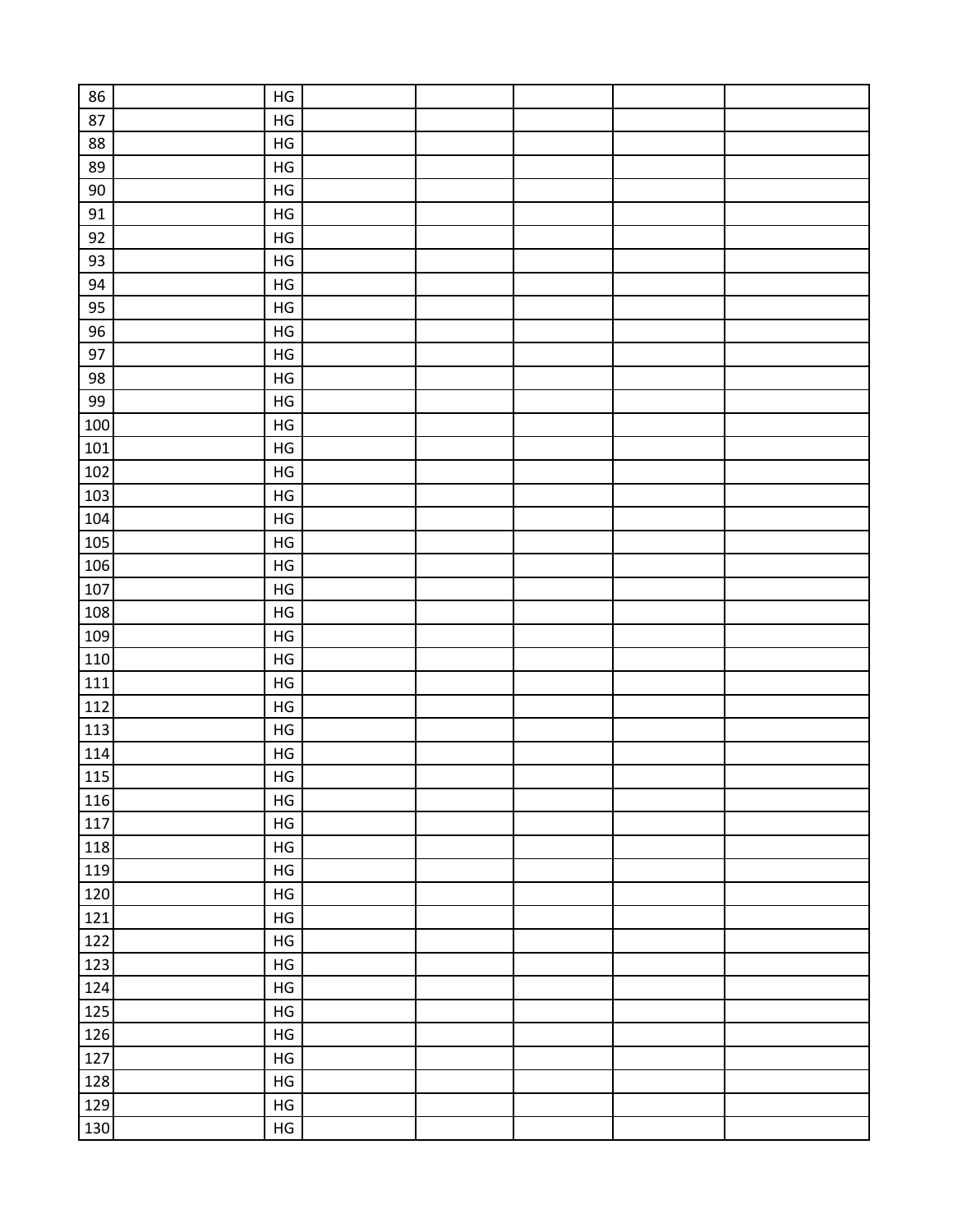| | | | | | | | |
|---|---|---|---|---|---|---|---|
| 86 | | HG | | | | | |
| 87 | | HG | | | | | |
| 88 | | HG | | | | | |
| 89 | | HG | | | | | |
| 90 | | HG | | | | | |
| 91 | | HG | | | | | |
| 92 | | HG | | | | | |
| 93 | | HG | | | | | |
| 94 | | HG | | | | | |
| 95 | | HG | | | | | |
| 96 | | HG | | | | | |
| 97 | | HG | | | | | |
| 98 | | HG | | | | | |
| 99 | | HG | | | | | |
| 100 | | HG | | | | | |
| 101 | | HG | | | | | |
| 102 | | HG | | | | | |
| 103 | | HG | | | | | |
| 104 | | HG | | | | | |
| 105 | | HG | | | | | |
| 106 | | HG | | | | | |
| 107 | | HG | | | | | |
| 108 | | HG | | | | | |
| 109 | | HG | | | | | |
| 110 | | HG | | | | | |
| 111 | | HG | | | | | |
| 112 | | HG | | | | | |
| 113 | | HG | | | | | |
| 114 | | HG | | | | | |
| 115 | | HG | | | | | |
| 116 | | HG | | | | | |
| 117 | | HG | | | | | |
| 118 | | HG | | | | | |
| 119 | | HG | | | | | |
| 120 | | HG | | | | | |
| 121 | | HG | | | | | |
| 122 | | HG | | | | | |
| 123 | | HG | | | | | |
| 124 | | HG | | | | | |
| 125 | | HG | | | | | |
| 126 | | HG | | | | | |
| 127 | | HG | | | | | |
| 128 | | HG | | | | | |
| 129 | | HG | | | | | |
| 130 | | HG | | | | | |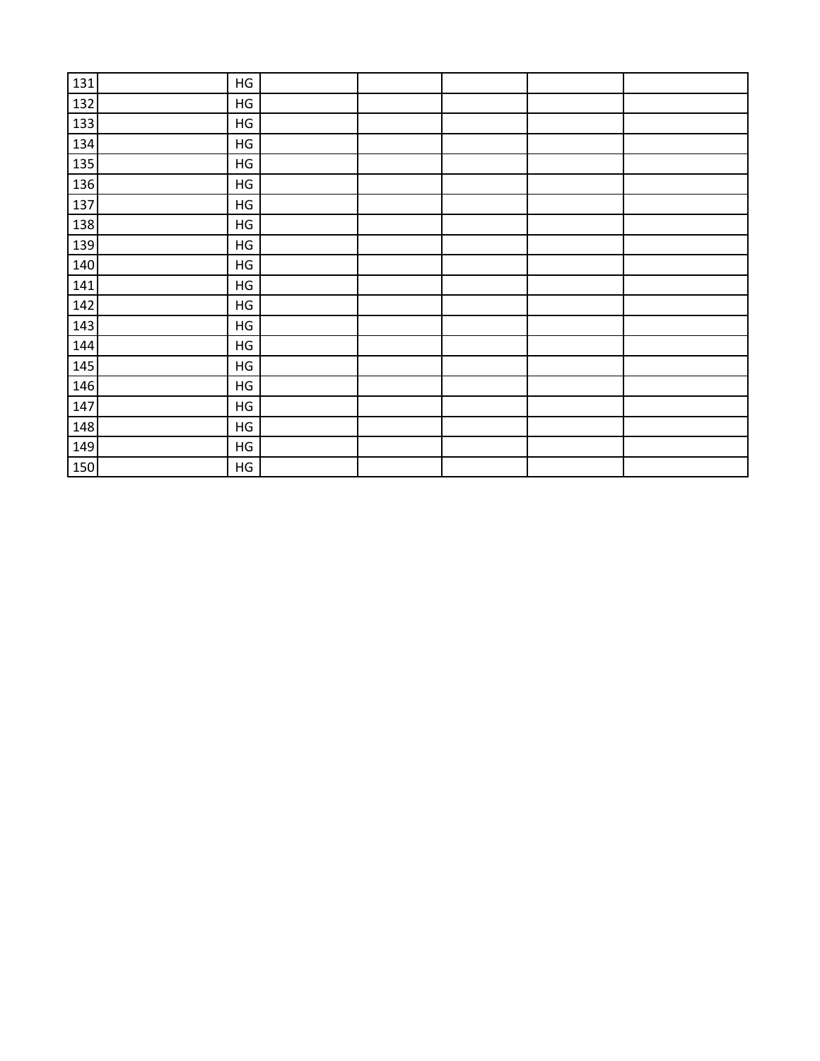| | | | | | | | |
|---|---|---|---|---|---|---|---|
| 131 | | HG | | | | | |
| 132 | | HG | | | | | |
| 133 | | HG | | | | | |
| 134 | | HG | | | | | |
| 135 | | HG | | | | | |
| 136 | | HG | | | | | |
| 137 | | HG | | | | | |
| 138 | | HG | | | | | |
| 139 | | HG | | | | | |
| 140 | | HG | | | | | |
| 141 | | HG | | | | | |
| 142 | | HG | | | | | |
| 143 | | HG | | | | | |
| 144 | | HG | | | | | |
| 145 | | HG | | | | | |
| 146 | | HG | | | | | |
| 147 | | HG | | | | | |
| 148 | | HG | | | | | |
| 149 | | HG | | | | | |
| 150 | | HG | | | | | |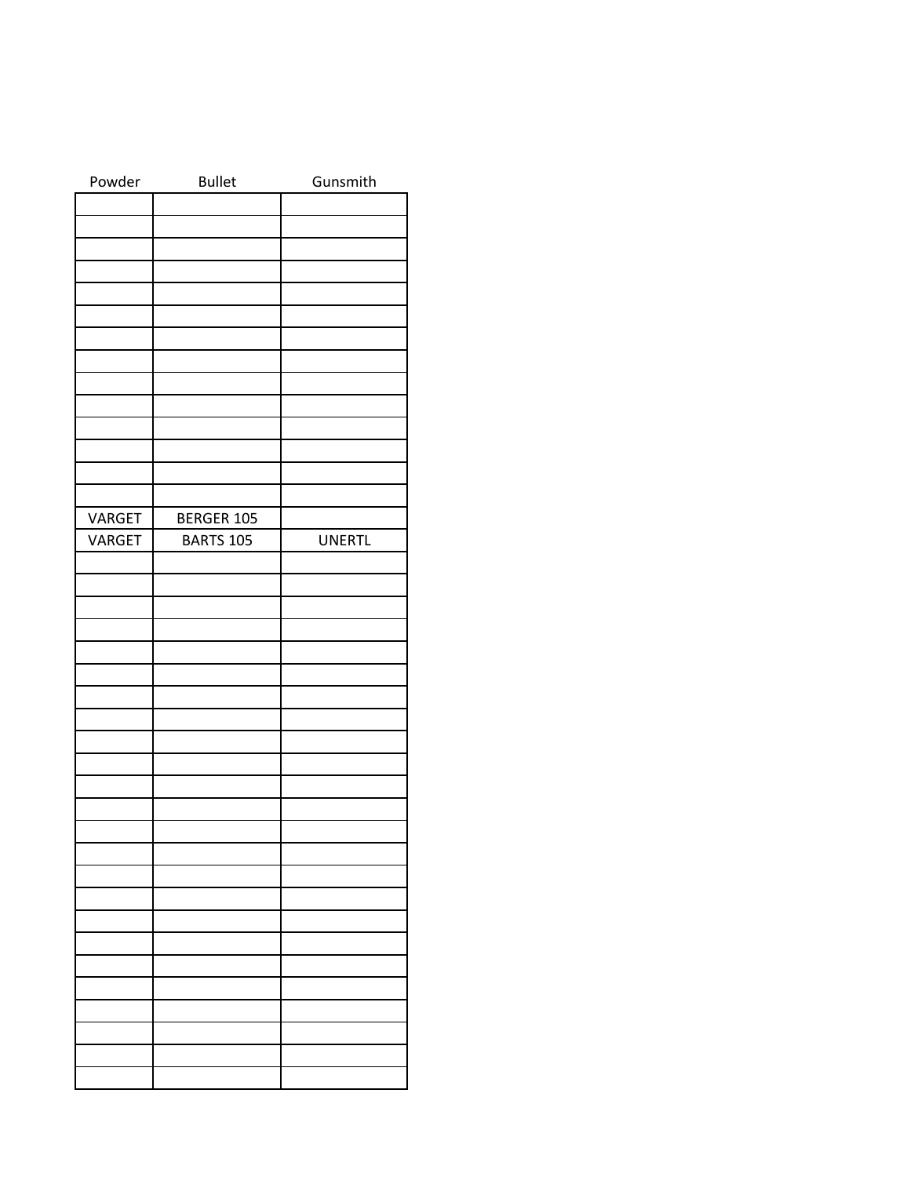| Powder | Bullet | Gunsmith |
|---|---|---|
| | | |
| | | |
| | | |
| | | |
| | | |
| | | |
| | | |
| | | |
| | | |
| | | |
| | | |
| | | |
| | | |
| | | |
| VARGET | BERGER 105 | |
| VARGET | BARTS 105 | UNERTL |
| | | |
| | | |
| | | |
| | | |
| | | |
| | | |
| | | |
| | | |
| | | |
| | | |
| | | |
| | | |
| | | |
| | | |
| | | |
| | | |
| | | |
| | | |
| | | |
| | | |
| | | |
| | | |
| | | |
| | | |